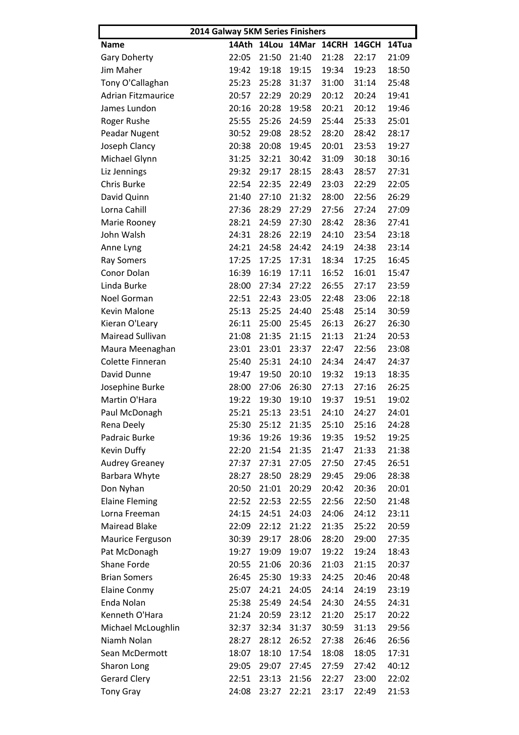| 2014 Galway 5KM Series Finishers | | | | | | |
|---|---|---|---|---|---|---|
| **Name** | **14Ath** | **14Lou** | **14Mar** | **14CRH** | **14GCH** | **14Tua** |
| Gary Doherty | 22:05 | 21:50 | 21:40 | 21:28 | 22:17 | 21:09 |
| Jim Maher | 19:42 | 19:18 | 19:15 | 19:34 | 19:23 | 18:50 |
| Tony O'Callaghan | 25:23 | 25:28 | 31:37 | 31:00 | 31:14 | 25:48 |
| Adrian Fitzmaurice | 20:57 | 22:29 | 20:29 | 20:12 | 20:24 | 19:41 |
| James Lundon | 20:16 | 20:28 | 19:58 | 20:21 | 20:12 | 19:46 |
| Roger Rushe | 25:55 | 25:26 | 24:59 | 25:44 | 25:33 | 25:01 |
| Peadar Nugent | 30:52 | 29:08 | 28:52 | 28:20 | 28:42 | 28:17 |
| Joseph Clancy | 20:38 | 20:08 | 19:45 | 20:01 | 23:53 | 19:27 |
| Michael Glynn | 31:25 | 32:21 | 30:42 | 31:09 | 30:18 | 30:16 |
| Liz Jennings | 29:32 | 29:17 | 28:15 | 28:43 | 28:57 | 27:31 |
| Chris Burke | 22:54 | 22:35 | 22:49 | 23:03 | 22:29 | 22:05 |
| David Quinn | 21:40 | 27:10 | 21:32 | 28:00 | 22:56 | 26:29 |
| Lorna Cahill | 27:36 | 28:29 | 27:29 | 27:56 | 27:24 | 27:09 |
| Marie Rooney | 28:21 | 24:59 | 27:30 | 28:42 | 28:36 | 27:41 |
| John Walsh | 24:31 | 28:26 | 22:19 | 24:10 | 23:54 | 23:18 |
| Anne Lyng | 24:21 | 24:58 | 24:42 | 24:19 | 24:38 | 23:14 |
| Ray Somers | 17:25 | 17:25 | 17:31 | 18:34 | 17:25 | 16:45 |
| Conor Dolan | 16:39 | 16:19 | 17:11 | 16:52 | 16:01 | 15:47 |
| Linda Burke | 28:00 | 27:34 | 27:22 | 26:55 | 27:17 | 23:59 |
| Noel Gorman | 22:51 | 22:43 | 23:05 | 22:48 | 23:06 | 22:18 |
| Kevin Malone | 25:13 | 25:25 | 24:40 | 25:48 | 25:14 | 30:59 |
| Kieran O'Leary | 26:11 | 25:00 | 25:45 | 26:13 | 26:27 | 26:30 |
| Mairead Sullivan | 21:08 | 21:35 | 21:15 | 21:13 | 21:24 | 20:53 |
| Maura Meenaghan | 23:01 | 23:01 | 23:37 | 22:47 | 22:56 | 23:08 |
| Colette Finneran | 25:40 | 25:31 | 24:10 | 24:34 | 24:47 | 24:37 |
| David Dunne | 19:47 | 19:50 | 20:10 | 19:32 | 19:13 | 18:35 |
| Josephine Burke | 28:00 | 27:06 | 26:30 | 27:13 | 27:16 | 26:25 |
| Martin O'Hara | 19:22 | 19:30 | 19:10 | 19:37 | 19:51 | 19:02 |
| Paul McDonagh | 25:21 | 25:13 | 23:51 | 24:10 | 24:27 | 24:01 |
| Rena Deely | 25:30 | 25:12 | 21:35 | 25:10 | 25:16 | 24:28 |
| Padraic Burke | 19:36 | 19:26 | 19:36 | 19:35 | 19:52 | 19:25 |
| Kevin Duffy | 22:20 | 21:54 | 21:35 | 21:47 | 21:33 | 21:38 |
| Audrey Greaney | 27:37 | 27:31 | 27:05 | 27:50 | 27:45 | 26:51 |
| Barbara Whyte | 28:27 | 28:50 | 28:29 | 29:45 | 29:06 | 28:38 |
| Don Nyhan | 20:50 | 21:01 | 20:29 | 20:42 | 20:36 | 20:01 |
| Elaine Fleming | 22:52 | 22:53 | 22:55 | 22:56 | 22:50 | 21:48 |
| Lorna Freeman | 24:15 | 24:51 | 24:03 | 24:06 | 24:12 | 23:11 |
| Mairead Blake | 22:09 | 22:12 | 21:22 | 21:35 | 25:22 | 20:59 |
| Maurice Ferguson | 30:39 | 29:17 | 28:06 | 28:20 | 29:00 | 27:35 |
| Pat McDonagh | 19:27 | 19:09 | 19:07 | 19:22 | 19:24 | 18:43 |
| Shane Forde | 20:55 | 21:06 | 20:36 | 21:03 | 21:15 | 20:37 |
| Brian Somers | 26:45 | 25:30 | 19:33 | 24:25 | 20:46 | 20:48 |
| Elaine Conmy | 25:07 | 24:21 | 24:05 | 24:14 | 24:19 | 23:19 |
| Enda Nolan | 25:38 | 25:49 | 24:54 | 24:30 | 24:55 | 24:31 |
| Kenneth O'Hara | 21:24 | 20:59 | 23:12 | 21:20 | 25:17 | 20:22 |
| Michael McLoughlin | 32:37 | 32:34 | 31:37 | 30:59 | 31:13 | 29:56 |
| Niamh Nolan | 28:27 | 28:12 | 26:52 | 27:38 | 26:46 | 26:56 |
| Sean McDermott | 18:07 | 18:10 | 17:54 | 18:08 | 18:05 | 17:31 |
| Sharon Long | 29:05 | 29:07 | 27:45 | 27:59 | 27:42 | 40:12 |
| Gerard Clery | 22:51 | 23:13 | 21:56 | 22:27 | 23:00 | 22:02 |
| Tony Gray | 24:08 | 23:27 | 22:21 | 23:17 | 22:49 | 21:53 |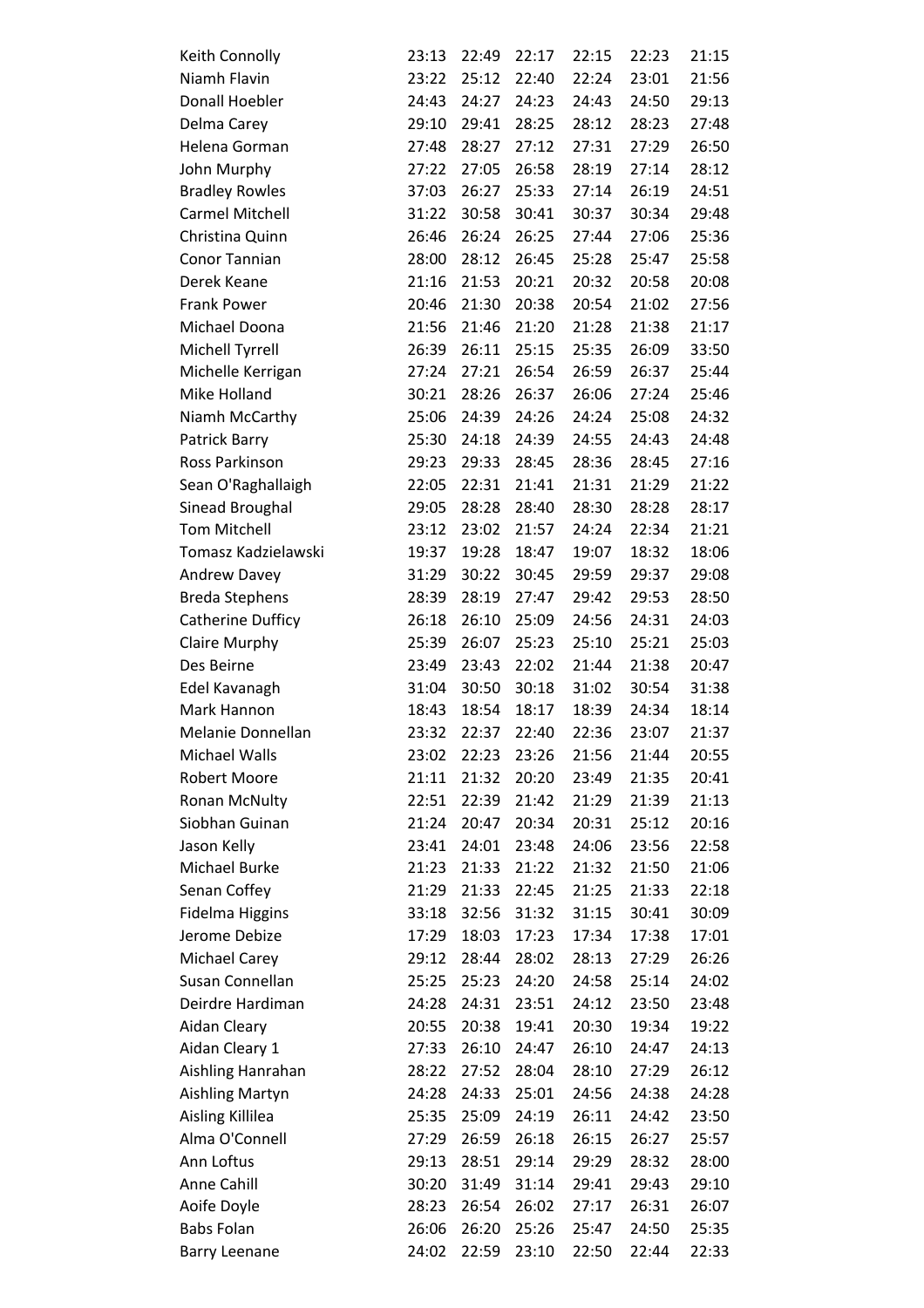| | | | | | | |
|---|---|---|---|---|---|---|
| Keith Connolly | 23:13 | 22:49 | 22:17 | 22:15 | 22:23 | 21:15 |
| Niamh Flavin | 23:22 | 25:12 | 22:40 | 22:24 | 23:01 | 21:56 |
| Donall Hoebler | 24:43 | 24:27 | 24:23 | 24:43 | 24:50 | 29:13 |
| Delma Carey | 29:10 | 29:41 | 28:25 | 28:12 | 28:23 | 27:48 |
| Helena Gorman | 27:48 | 28:27 | 27:12 | 27:31 | 27:29 | 26:50 |
| John Murphy | 27:22 | 27:05 | 26:58 | 28:19 | 27:14 | 28:12 |
| Bradley Rowles | 37:03 | 26:27 | 25:33 | 27:14 | 26:19 | 24:51 |
| Carmel Mitchell | 31:22 | 30:58 | 30:41 | 30:37 | 30:34 | 29:48 |
| Christina Quinn | 26:46 | 26:24 | 26:25 | 27:44 | 27:06 | 25:36 |
| Conor Tannian | 28:00 | 28:12 | 26:45 | 25:28 | 25:47 | 25:58 |
| Derek Keane | 21:16 | 21:53 | 20:21 | 20:32 | 20:58 | 20:08 |
| Frank Power | 20:46 | 21:30 | 20:38 | 20:54 | 21:02 | 27:56 |
| Michael Doona | 21:56 | 21:46 | 21:20 | 21:28 | 21:38 | 21:17 |
| Michell Tyrrell | 26:39 | 26:11 | 25:15 | 25:35 | 26:09 | 33:50 |
| Michelle Kerrigan | 27:24 | 27:21 | 26:54 | 26:59 | 26:37 | 25:44 |
| Mike Holland | 30:21 | 28:26 | 26:37 | 26:06 | 27:24 | 25:46 |
| Niamh McCarthy | 25:06 | 24:39 | 24:26 | 24:24 | 25:08 | 24:32 |
| Patrick Barry | 25:30 | 24:18 | 24:39 | 24:55 | 24:43 | 24:48 |
| Ross Parkinson | 29:23 | 29:33 | 28:45 | 28:36 | 28:45 | 27:16 |
| Sean O'Raghallaigh | 22:05 | 22:31 | 21:41 | 21:31 | 21:29 | 21:22 |
| Sinead Broughal | 29:05 | 28:28 | 28:40 | 28:30 | 28:28 | 28:17 |
| Tom Mitchell | 23:12 | 23:02 | 21:57 | 24:24 | 22:34 | 21:21 |
| Tomasz Kadzielawski | 19:37 | 19:28 | 18:47 | 19:07 | 18:32 | 18:06 |
| Andrew Davey | 31:29 | 30:22 | 30:45 | 29:59 | 29:37 | 29:08 |
| Breda Stephens | 28:39 | 28:19 | 27:47 | 29:42 | 29:53 | 28:50 |
| Catherine Dufficy | 26:18 | 26:10 | 25:09 | 24:56 | 24:31 | 24:03 |
| Claire Murphy | 25:39 | 26:07 | 25:23 | 25:10 | 25:21 | 25:03 |
| Des Beirne | 23:49 | 23:43 | 22:02 | 21:44 | 21:38 | 20:47 |
| Edel Kavanagh | 31:04 | 30:50 | 30:18 | 31:02 | 30:54 | 31:38 |
| Mark Hannon | 18:43 | 18:54 | 18:17 | 18:39 | 24:34 | 18:14 |
| Melanie Donnellan | 23:32 | 22:37 | 22:40 | 22:36 | 23:07 | 21:37 |
| Michael Walls | 23:02 | 22:23 | 23:26 | 21:56 | 21:44 | 20:55 |
| Robert Moore | 21:11 | 21:32 | 20:20 | 23:49 | 21:35 | 20:41 |
| Ronan McNulty | 22:51 | 22:39 | 21:42 | 21:29 | 21:39 | 21:13 |
| Siobhan Guinan | 21:24 | 20:47 | 20:34 | 20:31 | 25:12 | 20:16 |
| Jason Kelly | 23:41 | 24:01 | 23:48 | 24:06 | 23:56 | 22:58 |
| Michael Burke | 21:23 | 21:33 | 21:22 | 21:32 | 21:50 | 21:06 |
| Senan Coffey | 21:29 | 21:33 | 22:45 | 21:25 | 21:33 | 22:18 |
| Fidelma Higgins | 33:18 | 32:56 | 31:32 | 31:15 | 30:41 | 30:09 |
| Jerome Debize | 17:29 | 18:03 | 17:23 | 17:34 | 17:38 | 17:01 |
| Michael Carey | 29:12 | 28:44 | 28:02 | 28:13 | 27:29 | 26:26 |
| Susan Connellan | 25:25 | 25:23 | 24:20 | 24:58 | 25:14 | 24:02 |
| Deirdre Hardiman | 24:28 | 24:31 | 23:51 | 24:12 | 23:50 | 23:48 |
| Aidan Cleary | 20:55 | 20:38 | 19:41 | 20:30 | 19:34 | 19:22 |
| Aidan Cleary 1 | 27:33 | 26:10 | 24:47 | 26:10 | 24:47 | 24:13 |
| Aishling Hanrahan | 28:22 | 27:52 | 28:04 | 28:10 | 27:29 | 26:12 |
| Aishling Martyn | 24:28 | 24:33 | 25:01 | 24:56 | 24:38 | 24:28 |
| Aisling Killilea | 25:35 | 25:09 | 24:19 | 26:11 | 24:42 | 23:50 |
| Alma O'Connell | 27:29 | 26:59 | 26:18 | 26:15 | 26:27 | 25:57 |
| Ann Loftus | 29:13 | 28:51 | 29:14 | 29:29 | 28:32 | 28:00 |
| Anne Cahill | 30:20 | 31:49 | 31:14 | 29:41 | 29:43 | 29:10 |
| Aoife Doyle | 28:23 | 26:54 | 26:02 | 27:17 | 26:31 | 26:07 |
| Babs Folan | 26:06 | 26:20 | 25:26 | 25:47 | 24:50 | 25:35 |
| Barry Leenane | 24:02 | 22:59 | 23:10 | 22:50 | 22:44 | 22:33 |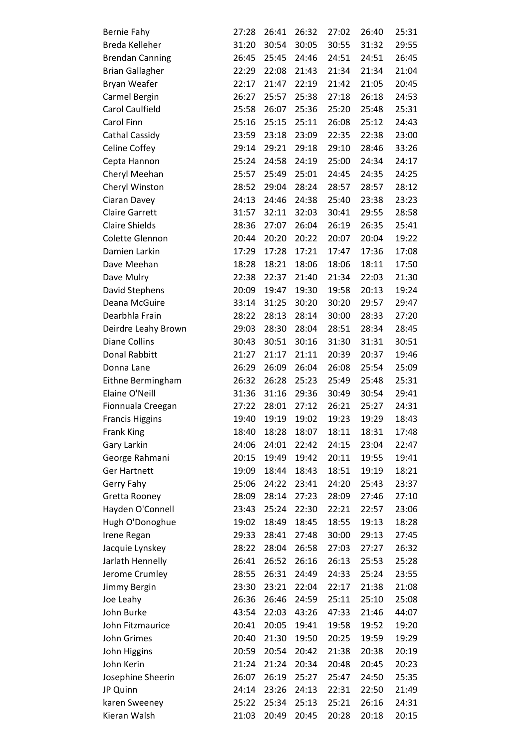| | | | | | | |
|---|---|---|---|---|---|---|
| Bernie Fahy | 27:28 | 26:41 | 26:32 | 27:02 | 26:40 | 25:31 |
| Breda Kelleher | 31:20 | 30:54 | 30:05 | 30:55 | 31:32 | 29:55 |
| Brendan Canning | 26:45 | 25:45 | 24:46 | 24:51 | 24:51 | 26:45 |
| Brian Gallagher | 22:29 | 22:08 | 21:43 | 21:34 | 21:34 | 21:04 |
| Bryan Weafer | 22:17 | 21:47 | 22:19 | 21:42 | 21:05 | 20:45 |
| Carmel Bergin | 26:27 | 25:57 | 25:38 | 27:18 | 26:18 | 24:53 |
| Carol Caulfield | 25:58 | 26:07 | 25:36 | 25:20 | 25:48 | 25:31 |
| Carol Finn | 25:16 | 25:15 | 25:11 | 26:08 | 25:12 | 24:43 |
| Cathal Cassidy | 23:59 | 23:18 | 23:09 | 22:35 | 22:38 | 23:00 |
| Celine Coffey | 29:14 | 29:21 | 29:18 | 29:10 | 28:46 | 33:26 |
| Cepta Hannon | 25:24 | 24:58 | 24:19 | 25:00 | 24:34 | 24:17 |
| Cheryl Meehan | 25:57 | 25:49 | 25:01 | 24:45 | 24:35 | 24:25 |
| Cheryl Winston | 28:52 | 29:04 | 28:24 | 28:57 | 28:57 | 28:12 |
| Ciaran Davey | 24:13 | 24:46 | 24:38 | 25:40 | 23:38 | 23:23 |
| Claire Garrett | 31:57 | 32:11 | 32:03 | 30:41 | 29:55 | 28:58 |
| Claire Shields | 28:36 | 27:07 | 26:04 | 26:19 | 26:35 | 25:41 |
| Colette Glennon | 20:44 | 20:20 | 20:22 | 20:07 | 20:04 | 19:22 |
| Damien Larkin | 17:29 | 17:28 | 17:21 | 17:47 | 17:36 | 17:08 |
| Dave Meehan | 18:28 | 18:21 | 18:06 | 18:06 | 18:11 | 17:50 |
| Dave Mulry | 22:38 | 22:37 | 21:40 | 21:34 | 22:03 | 21:30 |
| David Stephens | 20:09 | 19:47 | 19:30 | 19:58 | 20:13 | 19:24 |
| Deana McGuire | 33:14 | 31:25 | 30:20 | 30:20 | 29:57 | 29:47 |
| Dearbhla Frain | 28:22 | 28:13 | 28:14 | 30:00 | 28:33 | 27:20 |
| Deirdre Leahy Brown | 29:03 | 28:30 | 28:04 | 28:51 | 28:34 | 28:45 |
| Diane Collins | 30:43 | 30:51 | 30:16 | 31:30 | 31:31 | 30:51 |
| Donal Rabbitt | 21:27 | 21:17 | 21:11 | 20:39 | 20:37 | 19:46 |
| Donna Lane | 26:29 | 26:09 | 26:04 | 26:08 | 25:54 | 25:09 |
| Eithne Bermingham | 26:32 | 26:28 | 25:23 | 25:49 | 25:48 | 25:31 |
| Elaine O'Neill | 31:36 | 31:16 | 29:36 | 30:49 | 30:54 | 29:41 |
| Fionnuala Creegan | 27:22 | 28:01 | 27:12 | 26:21 | 25:27 | 24:31 |
| Francis Higgins | 19:40 | 19:19 | 19:02 | 19:23 | 19:29 | 18:43 |
| Frank King | 18:40 | 18:28 | 18:07 | 18:11 | 18:31 | 17:48 |
| Gary Larkin | 24:06 | 24:01 | 22:42 | 24:15 | 23:04 | 22:47 |
| George Rahmani | 20:15 | 19:49 | 19:42 | 20:11 | 19:55 | 19:41 |
| Ger Hartnett | 19:09 | 18:44 | 18:43 | 18:51 | 19:19 | 18:21 |
| Gerry Fahy | 25:06 | 24:22 | 23:41 | 24:20 | 25:43 | 23:37 |
| Gretta Rooney | 28:09 | 28:14 | 27:23 | 28:09 | 27:46 | 27:10 |
| Hayden O'Connell | 23:43 | 25:24 | 22:30 | 22:21 | 22:57 | 23:06 |
| Hugh O'Donoghue | 19:02 | 18:49 | 18:45 | 18:55 | 19:13 | 18:28 |
| Irene Regan | 29:33 | 28:41 | 27:48 | 30:00 | 29:13 | 27:45 |
| Jacquie Lynskey | 28:22 | 28:04 | 26:58 | 27:03 | 27:27 | 26:32 |
| Jarlath Hennelly | 26:41 | 26:52 | 26:16 | 26:13 | 25:53 | 25:28 |
| Jerome Crumley | 28:55 | 26:31 | 24:49 | 24:33 | 25:24 | 23:55 |
| Jimmy Bergin | 23:30 | 23:21 | 22:04 | 22:17 | 21:38 | 21:08 |
| Joe Leahy | 26:36 | 26:46 | 24:59 | 25:11 | 25:10 | 25:08 |
| John Burke | 43:54 | 22:03 | 43:26 | 47:33 | 21:46 | 44:07 |
| John Fitzmaurice | 20:41 | 20:05 | 19:41 | 19:58 | 19:52 | 19:20 |
| John Grimes | 20:40 | 21:30 | 19:50 | 20:25 | 19:59 | 19:29 |
| John Higgins | 20:59 | 20:54 | 20:42 | 21:38 | 20:38 | 20:19 |
| John Kerin | 21:24 | 21:24 | 20:34 | 20:48 | 20:45 | 20:23 |
| Josephine Sheerin | 26:07 | 26:19 | 25:27 | 25:47 | 24:50 | 25:35 |
| JP Quinn | 24:14 | 23:26 | 24:13 | 22:31 | 22:50 | 21:49 |
| karen Sweeney | 25:22 | 25:34 | 25:13 | 25:21 | 26:16 | 24:31 |
| Kieran Walsh | 21:03 | 20:49 | 20:45 | 20:28 | 20:18 | 20:15 |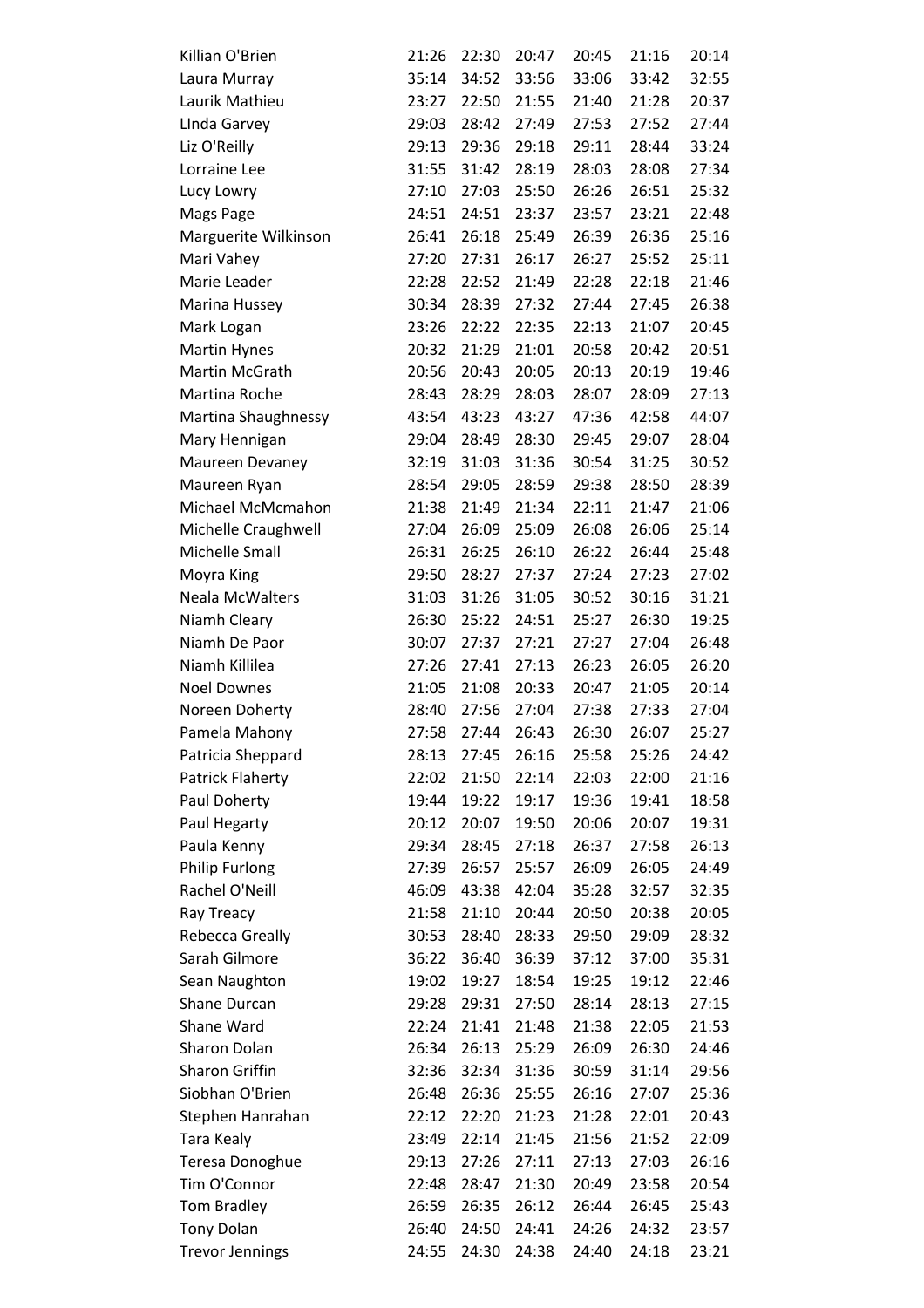| | | | | | | |
|---|---|---|---|---|---|---|
| Killian O'Brien | 21:26 | 22:30 | 20:47 | 20:45 | 21:16 | 20:14 |
| Laura Murray | 35:14 | 34:52 | 33:56 | 33:06 | 33:42 | 32:55 |
| Laurik Mathieu | 23:27 | 22:50 | 21:55 | 21:40 | 21:28 | 20:37 |
| LInda Garvey | 29:03 | 28:42 | 27:49 | 27:53 | 27:52 | 27:44 |
| Liz O'Reilly | 29:13 | 29:36 | 29:18 | 29:11 | 28:44 | 33:24 |
| Lorraine Lee | 31:55 | 31:42 | 28:19 | 28:03 | 28:08 | 27:34 |
| Lucy Lowry | 27:10 | 27:03 | 25:50 | 26:26 | 26:51 | 25:32 |
| Mags Page | 24:51 | 24:51 | 23:37 | 23:57 | 23:21 | 22:48 |
| Marguerite Wilkinson | 26:41 | 26:18 | 25:49 | 26:39 | 26:36 | 25:16 |
| Mari Vahey | 27:20 | 27:31 | 26:17 | 26:27 | 25:52 | 25:11 |
| Marie Leader | 22:28 | 22:52 | 21:49 | 22:28 | 22:18 | 21:46 |
| Marina Hussey | 30:34 | 28:39 | 27:32 | 27:44 | 27:45 | 26:38 |
| Mark Logan | 23:26 | 22:22 | 22:35 | 22:13 | 21:07 | 20:45 |
| Martin Hynes | 20:32 | 21:29 | 21:01 | 20:58 | 20:42 | 20:51 |
| Martin McGrath | 20:56 | 20:43 | 20:05 | 20:13 | 20:19 | 19:46 |
| Martina Roche | 28:43 | 28:29 | 28:03 | 28:07 | 28:09 | 27:13 |
| Martina Shaughnessy | 43:54 | 43:23 | 43:27 | 47:36 | 42:58 | 44:07 |
| Mary Hennigan | 29:04 | 28:49 | 28:30 | 29:45 | 29:07 | 28:04 |
| Maureen Devaney | 32:19 | 31:03 | 31:36 | 30:54 | 31:25 | 30:52 |
| Maureen Ryan | 28:54 | 29:05 | 28:59 | 29:38 | 28:50 | 28:39 |
| Michael McMcmahon | 21:38 | 21:49 | 21:34 | 22:11 | 21:47 | 21:06 |
| Michelle Craughwell | 27:04 | 26:09 | 25:09 | 26:08 | 26:06 | 25:14 |
| Michelle Small | 26:31 | 26:25 | 26:10 | 26:22 | 26:44 | 25:48 |
| Moyra King | 29:50 | 28:27 | 27:37 | 27:24 | 27:23 | 27:02 |
| Neala McWalters | 31:03 | 31:26 | 31:05 | 30:52 | 30:16 | 31:21 |
| Niamh Cleary | 26:30 | 25:22 | 24:51 | 25:27 | 26:30 | 19:25 |
| Niamh De Paor | 30:07 | 27:37 | 27:21 | 27:27 | 27:04 | 26:48 |
| Niamh Killilea | 27:26 | 27:41 | 27:13 | 26:23 | 26:05 | 26:20 |
| Noel Downes | 21:05 | 21:08 | 20:33 | 20:47 | 21:05 | 20:14 |
| Noreen Doherty | 28:40 | 27:56 | 27:04 | 27:38 | 27:33 | 27:04 |
| Pamela Mahony | 27:58 | 27:44 | 26:43 | 26:30 | 26:07 | 25:27 |
| Patricia Sheppard | 28:13 | 27:45 | 26:16 | 25:58 | 25:26 | 24:42 |
| Patrick Flaherty | 22:02 | 21:50 | 22:14 | 22:03 | 22:00 | 21:16 |
| Paul Doherty | 19:44 | 19:22 | 19:17 | 19:36 | 19:41 | 18:58 |
| Paul Hegarty | 20:12 | 20:07 | 19:50 | 20:06 | 20:07 | 19:31 |
| Paula Kenny | 29:34 | 28:45 | 27:18 | 26:37 | 27:58 | 26:13 |
| Philip Furlong | 27:39 | 26:57 | 25:57 | 26:09 | 26:05 | 24:49 |
| Rachel O'Neill | 46:09 | 43:38 | 42:04 | 35:28 | 32:57 | 32:35 |
| Ray Treacy | 21:58 | 21:10 | 20:44 | 20:50 | 20:38 | 20:05 |
| Rebecca Greally | 30:53 | 28:40 | 28:33 | 29:50 | 29:09 | 28:32 |
| Sarah Gilmore | 36:22 | 36:40 | 36:39 | 37:12 | 37:00 | 35:31 |
| Sean Naughton | 19:02 | 19:27 | 18:54 | 19:25 | 19:12 | 22:46 |
| Shane Durcan | 29:28 | 29:31 | 27:50 | 28:14 | 28:13 | 27:15 |
| Shane Ward | 22:24 | 21:41 | 21:48 | 21:38 | 22:05 | 21:53 |
| Sharon Dolan | 26:34 | 26:13 | 25:29 | 26:09 | 26:30 | 24:46 |
| Sharon Griffin | 32:36 | 32:34 | 31:36 | 30:59 | 31:14 | 29:56 |
| Siobhan O'Brien | 26:48 | 26:36 | 25:55 | 26:16 | 27:07 | 25:36 |
| Stephen Hanrahan | 22:12 | 22:20 | 21:23 | 21:28 | 22:01 | 20:43 |
| Tara Kealy | 23:49 | 22:14 | 21:45 | 21:56 | 21:52 | 22:09 |
| Teresa Donoghue | 29:13 | 27:26 | 27:11 | 27:13 | 27:03 | 26:16 |
| Tim O'Connor | 22:48 | 28:47 | 21:30 | 20:49 | 23:58 | 20:54 |
| Tom Bradley | 26:59 | 26:35 | 26:12 | 26:44 | 26:45 | 25:43 |
| Tony Dolan | 26:40 | 24:50 | 24:41 | 24:26 | 24:32 | 23:57 |
| Trevor Jennings | 24:55 | 24:30 | 24:38 | 24:40 | 24:18 | 23:21 |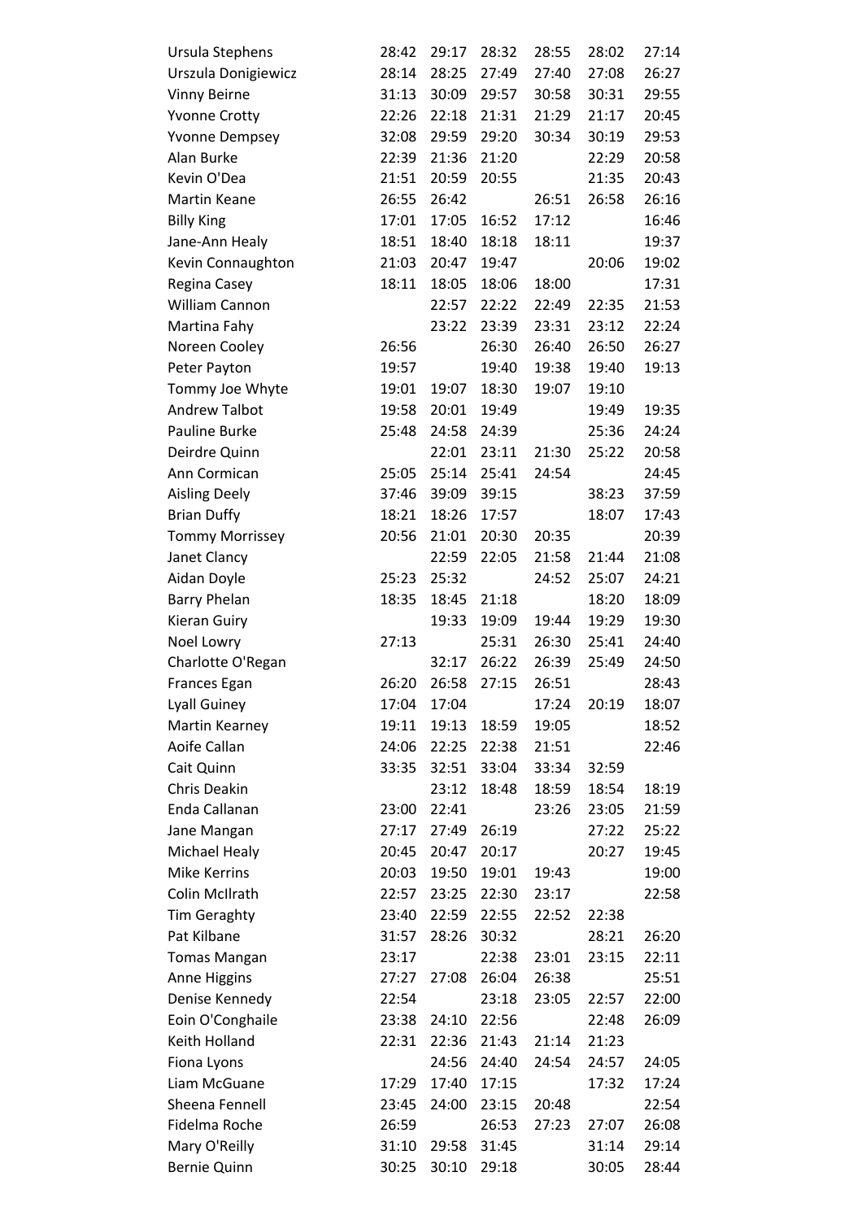| | | | | | | |
|---|---|---|---|---|---|---|
| Ursula Stephens | 28:42 | 29:17 | 28:32 | 28:55 | 28:02 | 27:14 |
| Urszula Donigiewicz | 28:14 | 28:25 | 27:49 | 27:40 | 27:08 | 26:27 |
| Vinny Beirne | 31:13 | 30:09 | 29:57 | 30:58 | 30:31 | 29:55 |
| Yvonne Crotty | 22:26 | 22:18 | 21:31 | 21:29 | 21:17 | 20:45 |
| Yvonne Dempsey | 32:08 | 29:59 | 29:20 | 30:34 | 30:19 | 29:53 |
| Alan Burke | 22:39 | 21:36 | 21:20 | | 22:29 | 20:58 |
| Kevin O'Dea | 21:51 | 20:59 | 20:55 | | 21:35 | 20:43 |
| Martin Keane | 26:55 | 26:42 | | 26:51 | 26:58 | 26:16 |
| Billy King | 17:01 | 17:05 | 16:52 | 17:12 | | 16:46 |
| Jane-Ann Healy | 18:51 | 18:40 | 18:18 | 18:11 | | 19:37 |
| Kevin Connaughton | 21:03 | 20:47 | 19:47 | | 20:06 | 19:02 |
| Regina Casey | 18:11 | 18:05 | 18:06 | 18:00 | | 17:31 |
| William Cannon | | 22:57 | 22:22 | 22:49 | 22:35 | 21:53 |
| Martina Fahy | | 23:22 | 23:39 | 23:31 | 23:12 | 22:24 |
| Noreen Cooley | 26:56 | | 26:30 | 26:40 | 26:50 | 26:27 |
| Peter Payton | 19:57 | | 19:40 | 19:38 | 19:40 | 19:13 |
| Tommy Joe Whyte | 19:01 | 19:07 | 18:30 | 19:07 | 19:10 | |
| Andrew Talbot | 19:58 | 20:01 | 19:49 | | 19:49 | 19:35 |
| Pauline Burke | 25:48 | 24:58 | 24:39 | | 25:36 | 24:24 |
| Deirdre Quinn | | 22:01 | 23:11 | 21:30 | 25:22 | 20:58 |
| Ann Cormican | 25:05 | 25:14 | 25:41 | 24:54 | | 24:45 |
| Aisling Deely | 37:46 | 39:09 | 39:15 | | 38:23 | 37:59 |
| Brian Duffy | 18:21 | 18:26 | 17:57 | | 18:07 | 17:43 |
| Tommy Morrissey | 20:56 | 21:01 | 20:30 | 20:35 | | 20:39 |
| Janet Clancy | | 22:59 | 22:05 | 21:58 | 21:44 | 21:08 |
| Aidan Doyle | 25:23 | 25:32 | | 24:52 | 25:07 | 24:21 |
| Barry Phelan | 18:35 | 18:45 | 21:18 | | 18:20 | 18:09 |
| Kieran Guiry | | 19:33 | 19:09 | 19:44 | 19:29 | 19:30 |
| Noel Lowry | 27:13 | | 25:31 | 26:30 | 25:41 | 24:40 |
| Charlotte O'Regan | | 32:17 | 26:22 | 26:39 | 25:49 | 24:50 |
| Frances Egan | 26:20 | 26:58 | 27:15 | 26:51 | | 28:43 |
| Lyall Guiney | 17:04 | 17:04 | | 17:24 | 20:19 | 18:07 |
| Martin Kearney | 19:11 | 19:13 | 18:59 | 19:05 | | 18:52 |
| Aoife Callan | 24:06 | 22:25 | 22:38 | 21:51 | | 22:46 |
| Cait Quinn | 33:35 | 32:51 | 33:04 | 33:34 | 32:59 | |
| Chris Deakin | | 23:12 | 18:48 | 18:59 | 18:54 | 18:19 |
| Enda Callanan | 23:00 | 22:41 | | 23:26 | 23:05 | 21:59 |
| Jane Mangan | 27:17 | 27:49 | 26:19 | | 27:22 | 25:22 |
| Michael Healy | 20:45 | 20:47 | 20:17 | | 20:27 | 19:45 |
| Mike Kerrins | 20:03 | 19:50 | 19:01 | 19:43 | | 19:00 |
| Colin McIlrath | 22:57 | 23:25 | 22:30 | 23:17 | | 22:58 |
| Tim Geraghty | 23:40 | 22:59 | 22:55 | 22:52 | 22:38 | |
| Pat Kilbane | 31:57 | 28:26 | 30:32 | | 28:21 | 26:20 |
| Tomas Mangan | 23:17 | | 22:38 | 23:01 | 23:15 | 22:11 |
| Anne Higgins | 27:27 | 27:08 | 26:04 | 26:38 | | 25:51 |
| Denise Kennedy | 22:54 | | 23:18 | 23:05 | 22:57 | 22:00 |
| Eoin O'Conghaile | 23:38 | 24:10 | 22:56 | | 22:48 | 26:09 |
| Keith Holland | 22:31 | 22:36 | 21:43 | 21:14 | 21:23 | |
| Fiona Lyons | | 24:56 | 24:40 | 24:54 | 24:57 | 24:05 |
| Liam McGuane | 17:29 | 17:40 | 17:15 | | 17:32 | 17:24 |
| Sheena Fennell | 23:45 | 24:00 | 23:15 | 20:48 | | 22:54 |
| Fidelma Roche | 26:59 | | 26:53 | 27:23 | 27:07 | 26:08 |
| Mary O'Reilly | 31:10 | 29:58 | 31:45 | | 31:14 | 29:14 |
| Bernie Quinn | 30:25 | 30:10 | 29:18 | | 30:05 | 28:44 |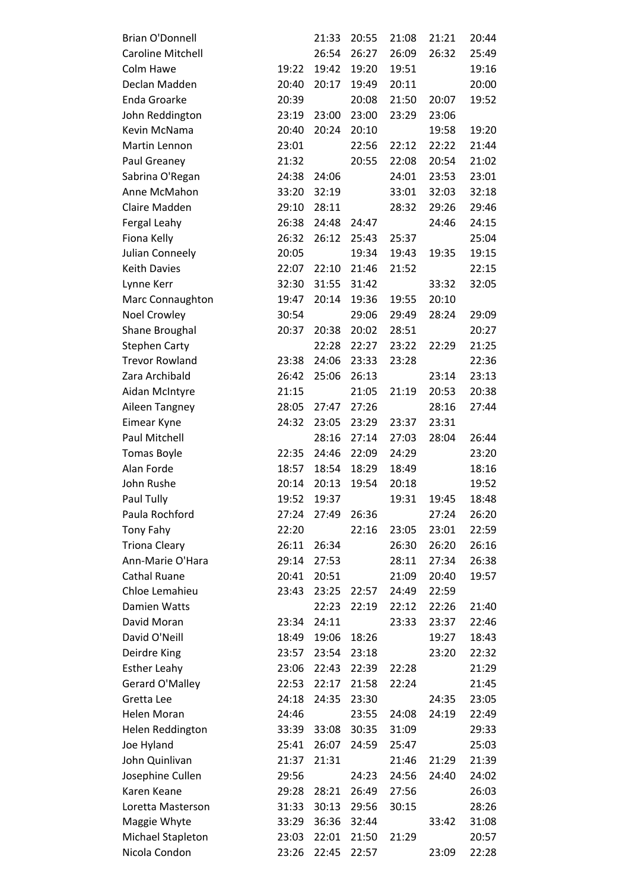| | | | | | | |
|---|---|---|---|---|---|---|
| Brian O'Donnell | | 21:33 | 20:55 | 21:08 | 21:21 | 20:44 |
| Caroline Mitchell | | 26:54 | 26:27 | 26:09 | 26:32 | 25:49 |
| Colm Hawe | 19:22 | 19:42 | 19:20 | 19:51 | | 19:16 |
| Declan Madden | 20:40 | 20:17 | 19:49 | 20:11 | | 20:00 |
| Enda Groarke | 20:39 | | 20:08 | 21:50 | 20:07 | 19:52 |
| John Reddington | 23:19 | 23:00 | 23:00 | 23:29 | 23:06 | |
| Kevin McNama | 20:40 | 20:24 | 20:10 | | 19:58 | 19:20 |
| Martin Lennon | 23:01 | | 22:56 | 22:12 | 22:22 | 21:44 |
| Paul Greaney | 21:32 | | 20:55 | 22:08 | 20:54 | 21:02 |
| Sabrina O'Regan | 24:38 | 24:06 | | 24:01 | 23:53 | 23:01 |
| Anne McMahon | 33:20 | 32:19 | | 33:01 | 32:03 | 32:18 |
| Claire Madden | 29:10 | 28:11 | | 28:32 | 29:26 | 29:46 |
| Fergal Leahy | 26:38 | 24:48 | 24:47 | | 24:46 | 24:15 |
| Fiona Kelly | 26:32 | 26:12 | 25:43 | 25:37 | | 25:04 |
| Julian Conneely | 20:05 | | 19:34 | 19:43 | 19:35 | 19:15 |
| Keith Davies | 22:07 | 22:10 | 21:46 | 21:52 | | 22:15 |
| Lynne Kerr | 32:30 | 31:55 | 31:42 | | 33:32 | 32:05 |
| Marc Connaughton | 19:47 | 20:14 | 19:36 | 19:55 | 20:10 | |
| Noel Crowley | 30:54 | | 29:06 | 29:49 | 28:24 | 29:09 |
| Shane Broughal | 20:37 | 20:38 | 20:02 | 28:51 | | 20:27 |
| Stephen Carty | | 22:28 | 22:27 | 23:22 | 22:29 | 21:25 |
| Trevor Rowland | 23:38 | 24:06 | 23:33 | 23:28 | | 22:36 |
| Zara Archibald | 26:42 | 25:06 | 26:13 | | 23:14 | 23:13 |
| Aidan McIntyre | 21:15 | | 21:05 | 21:19 | 20:53 | 20:38 |
| Aileen Tangney | 28:05 | 27:47 | 27:26 | | 28:16 | 27:44 |
| Eimear Kyne | 24:32 | 23:05 | 23:29 | 23:37 | 23:31 | |
| Paul Mitchell | | 28:16 | 27:14 | 27:03 | 28:04 | 26:44 |
| Tomas Boyle | 22:35 | 24:46 | 22:09 | 24:29 | | 23:20 |
| Alan Forde | 18:57 | 18:54 | 18:29 | 18:49 | | 18:16 |
| John Rushe | 20:14 | 20:13 | 19:54 | 20:18 | | 19:52 |
| Paul Tully | 19:52 | 19:37 | | 19:31 | 19:45 | 18:48 |
| Paula Rochford | 27:24 | 27:49 | 26:36 | | 27:24 | 26:20 |
| Tony Fahy | 22:20 | | 22:16 | 23:05 | 23:01 | 22:59 |
| Triona Cleary | 26:11 | 26:34 | | 26:30 | 26:20 | 26:16 |
| Ann-Marie O'Hara | 29:14 | 27:53 | | 28:11 | 27:34 | 26:38 |
| Cathal Ruane | 20:41 | 20:51 | | 21:09 | 20:40 | 19:57 |
| Chloe Lemahieu | 23:43 | 23:25 | 22:57 | 24:49 | 22:59 | |
| Damien Watts | | 22:23 | 22:19 | 22:12 | 22:26 | 21:40 |
| David Moran | 23:34 | 24:11 | | 23:33 | 23:37 | 22:46 |
| David O'Neill | 18:49 | 19:06 | 18:26 | | 19:27 | 18:43 |
| Deirdre King | 23:57 | 23:54 | 23:18 | | 23:20 | 22:32 |
| Esther Leahy | 23:06 | 22:43 | 22:39 | 22:28 | | 21:29 |
| Gerard O'Malley | 22:53 | 22:17 | 21:58 | 22:24 | | 21:45 |
| Gretta Lee | 24:18 | 24:35 | 23:30 | | 24:35 | 23:05 |
| Helen Moran | 24:46 | | 23:55 | 24:08 | 24:19 | 22:49 |
| Helen Reddington | 33:39 | 33:08 | 30:35 | 31:09 | | 29:33 |
| Joe Hyland | 25:41 | 26:07 | 24:59 | 25:47 | | 25:03 |
| John Quinlivan | 21:37 | 21:31 | | 21:46 | 21:29 | 21:39 |
| Josephine Cullen | 29:56 | | 24:23 | 24:56 | 24:40 | 24:02 |
| Karen Keane | 29:28 | 28:21 | 26:49 | 27:56 | | 26:03 |
| Loretta Masterson | 31:33 | 30:13 | 29:56 | 30:15 | | 28:26 |
| Maggie Whyte | 33:29 | 36:36 | 32:44 | | 33:42 | 31:08 |
| Michael Stapleton | 23:03 | 22:01 | 21:50 | 21:29 | | 20:57 |
| Nicola Condon | 23:26 | 22:45 | 22:57 | | 23:09 | 22:28 |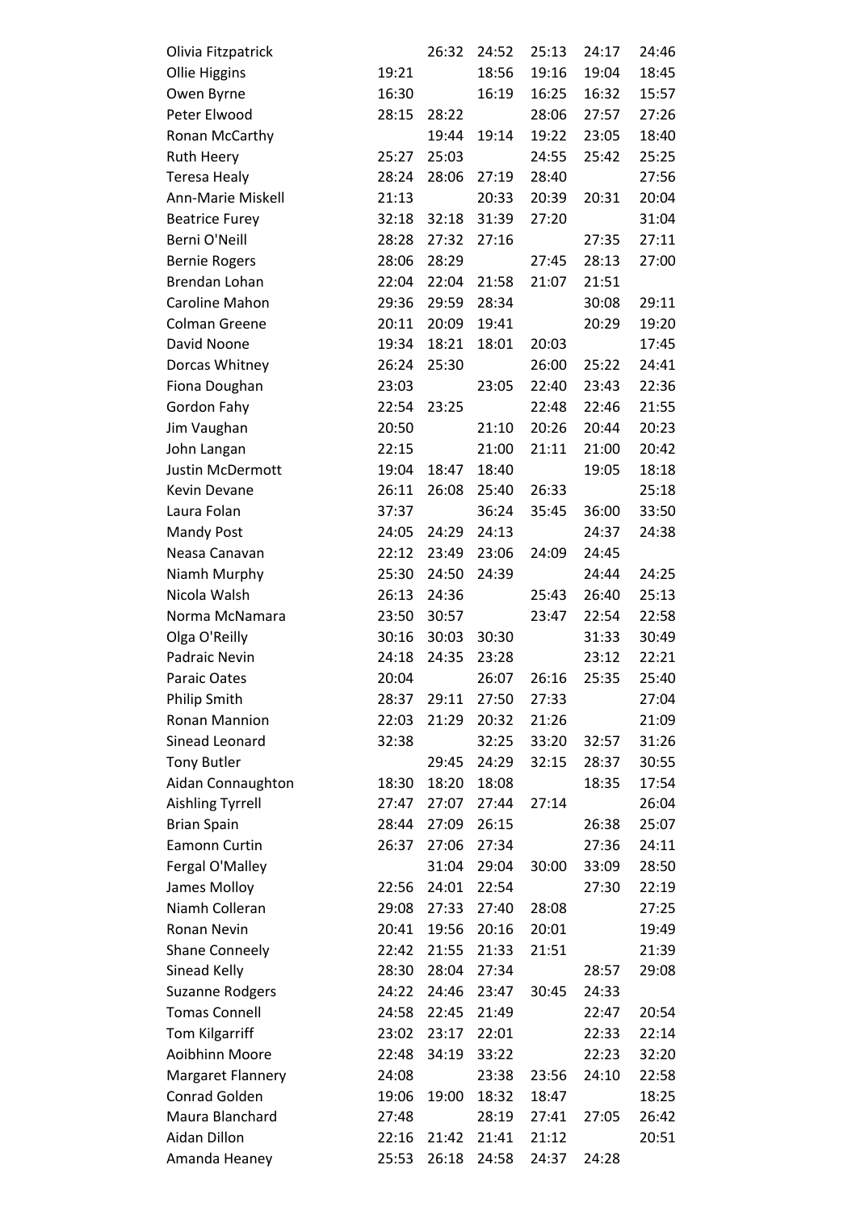| | | | | | | |
|---|---|---|---|---|---|---|
| Olivia Fitzpatrick | | 26:32 | 24:52 | 25:13 | 24:17 | 24:46 |
| Ollie Higgins | 19:21 | | 18:56 | 19:16 | 19:04 | 18:45 |
| Owen Byrne | 16:30 | | 16:19 | 16:25 | 16:32 | 15:57 |
| Peter Elwood | 28:15 | 28:22 | | 28:06 | 27:57 | 27:26 |
| Ronan McCarthy | | 19:44 | 19:14 | 19:22 | 23:05 | 18:40 |
| Ruth Heery | 25:27 | 25:03 | | 24:55 | 25:42 | 25:25 |
| Teresa Healy | 28:24 | 28:06 | 27:19 | 28:40 | | 27:56 |
| Ann-Marie Miskell | 21:13 | | 20:33 | 20:39 | 20:31 | 20:04 |
| Beatrice Furey | 32:18 | 32:18 | 31:39 | 27:20 | | 31:04 |
| Berni O'Neill | 28:28 | 27:32 | 27:16 | | 27:35 | 27:11 |
| Bernie Rogers | 28:06 | 28:29 | | 27:45 | 28:13 | 27:00 |
| Brendan Lohan | 22:04 | 22:04 | 21:58 | 21:07 | 21:51 | |
| Caroline Mahon | 29:36 | 29:59 | 28:34 | | 30:08 | 29:11 |
| Colman Greene | 20:11 | 20:09 | 19:41 | | 20:29 | 19:20 |
| David Noone | 19:34 | 18:21 | 18:01 | 20:03 | | 17:45 |
| Dorcas Whitney | 26:24 | 25:30 | | 26:00 | 25:22 | 24:41 |
| Fiona Doughan | 23:03 | | 23:05 | 22:40 | 23:43 | 22:36 |
| Gordon Fahy | 22:54 | 23:25 | | 22:48 | 22:46 | 21:55 |
| Jim Vaughan | 20:50 | | 21:10 | 20:26 | 20:44 | 20:23 |
| John Langan | 22:15 | | 21:00 | 21:11 | 21:00 | 20:42 |
| Justin McDermott | 19:04 | 18:47 | 18:40 | | 19:05 | 18:18 |
| Kevin Devane | 26:11 | 26:08 | 25:40 | 26:33 | | 25:18 |
| Laura Folan | 37:37 | | 36:24 | 35:45 | 36:00 | 33:50 |
| Mandy Post | 24:05 | 24:29 | 24:13 | | 24:37 | 24:38 |
| Neasa Canavan | 22:12 | 23:49 | 23:06 | 24:09 | 24:45 | |
| Niamh Murphy | 25:30 | 24:50 | 24:39 | | 24:44 | 24:25 |
| Nicola Walsh | 26:13 | 24:36 | | 25:43 | 26:40 | 25:13 |
| Norma McNamara | 23:50 | 30:57 | | 23:47 | 22:54 | 22:58 |
| Olga O'Reilly | 30:16 | 30:03 | 30:30 | | 31:33 | 30:49 |
| Padraic Nevin | 24:18 | 24:35 | 23:28 | | 23:12 | 22:21 |
| Paraic Oates | 20:04 | | 26:07 | 26:16 | 25:35 | 25:40 |
| Philip Smith | 28:37 | 29:11 | 27:50 | 27:33 | | 27:04 |
| Ronan Mannion | 22:03 | 21:29 | 20:32 | 21:26 | | 21:09 |
| Sinead Leonard | 32:38 | | 32:25 | 33:20 | 32:57 | 31:26 |
| Tony Butler | | 29:45 | 24:29 | 32:15 | 28:37 | 30:55 |
| Aidan Connaughton | 18:30 | 18:20 | 18:08 | | 18:35 | 17:54 |
| Aishling Tyrrell | 27:47 | 27:07 | 27:44 | 27:14 | | 26:04 |
| Brian Spain | 28:44 | 27:09 | 26:15 | | 26:38 | 25:07 |
| Eamonn Curtin | 26:37 | 27:06 | 27:34 | | 27:36 | 24:11 |
| Fergal O'Malley | | 31:04 | 29:04 | 30:00 | 33:09 | 28:50 |
| James Molloy | 22:56 | 24:01 | 22:54 | | 27:30 | 22:19 |
| Niamh Colleran | 29:08 | 27:33 | 27:40 | 28:08 | | 27:25 |
| Ronan Nevin | 20:41 | 19:56 | 20:16 | 20:01 | | 19:49 |
| Shane Conneely | 22:42 | 21:55 | 21:33 | 21:51 | | 21:39 |
| Sinead Kelly | 28:30 | 28:04 | 27:34 | | 28:57 | 29:08 |
| Suzanne Rodgers | 24:22 | 24:46 | 23:47 | 30:45 | 24:33 | |
| Tomas Connell | 24:58 | 22:45 | 21:49 | | 22:47 | 20:54 |
| Tom Kilgarriff | 23:02 | 23:17 | 22:01 | | 22:33 | 22:14 |
| Aoibhinn Moore | 22:48 | 34:19 | 33:22 | | 22:23 | 32:20 |
| Margaret Flannery | 24:08 | | 23:38 | 23:56 | 24:10 | 22:58 |
| Conrad Golden | 19:06 | 19:00 | 18:32 | 18:47 | | 18:25 |
| Maura Blanchard | 27:48 | | 28:19 | 27:41 | 27:05 | 26:42 |
| Aidan Dillon | 22:16 | 21:42 | 21:41 | 21:12 | | 20:51 |
| Amanda Heaney | 25:53 | 26:18 | 24:58 | 24:37 | 24:28 | |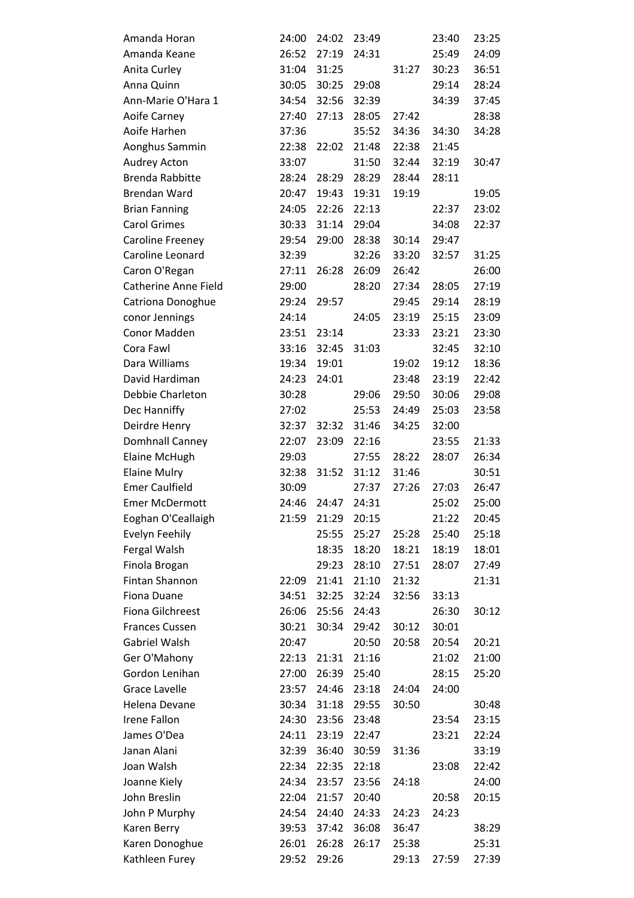| | | | | | | |
|---|---|---|---|---|---|---|
| Amanda Horan | 24:00 | 24:02 | 23:49 | | 23:40 | 23:25 |
| Amanda Keane | 26:52 | 27:19 | 24:31 | | 25:49 | 24:09 |
| Anita Curley | 31:04 | 31:25 | | 31:27 | 30:23 | 36:51 |
| Anna Quinn | 30:05 | 30:25 | 29:08 | | 29:14 | 28:24 |
| Ann-Marie O'Hara 1 | 34:54 | 32:56 | 32:39 | | 34:39 | 37:45 |
| Aoife Carney | 27:40 | 27:13 | 28:05 | 27:42 | | 28:38 |
| Aoife Harhen | 37:36 | | 35:52 | 34:36 | 34:30 | 34:28 |
| Aonghus Sammin | 22:38 | 22:02 | 21:48 | 22:38 | 21:45 | |
| Audrey Acton | 33:07 | | 31:50 | 32:44 | 32:19 | 30:47 |
| Brenda Rabbitte | 28:24 | 28:29 | 28:29 | 28:44 | 28:11 | |
| Brendan Ward | 20:47 | 19:43 | 19:31 | 19:19 | | 19:05 |
| Brian Fanning | 24:05 | 22:26 | 22:13 | | 22:37 | 23:02 |
| Carol Grimes | 30:33 | 31:14 | 29:04 | | 34:08 | 22:37 |
| Caroline Freeney | 29:54 | 29:00 | 28:38 | 30:14 | 29:47 | |
| Caroline Leonard | 32:39 | | 32:26 | 33:20 | 32:57 | 31:25 |
| Caron O'Regan | 27:11 | 26:28 | 26:09 | 26:42 | | 26:00 |
| Catherine Anne Field | 29:00 | | 28:20 | 27:34 | 28:05 | 27:19 |
| Catriona Donoghue | 29:24 | 29:57 | | 29:45 | 29:14 | 28:19 |
| conor Jennings | 24:14 | | 24:05 | 23:19 | 25:15 | 23:09 |
| Conor Madden | 23:51 | 23:14 | | 23:33 | 23:21 | 23:30 |
| Cora Fawl | 33:16 | 32:45 | 31:03 | | 32:45 | 32:10 |
| Dara Williams | 19:34 | 19:01 | | 19:02 | 19:12 | 18:36 |
| David Hardiman | 24:23 | 24:01 | | 23:48 | 23:19 | 22:42 |
| Debbie Charleton | 30:28 | | 29:06 | 29:50 | 30:06 | 29:08 |
| Dec Hanniffy | 27:02 | | 25:53 | 24:49 | 25:03 | 23:58 |
| Deirdre Henry | 32:37 | 32:32 | 31:46 | 34:25 | 32:00 | |
| Domhnall Canney | 22:07 | 23:09 | 22:16 | | 23:55 | 21:33 |
| Elaine McHugh | 29:03 | | 27:55 | 28:22 | 28:07 | 26:34 |
| Elaine Mulry | 32:38 | 31:52 | 31:12 | 31:46 | | 30:51 |
| Emer Caulfield | 30:09 | | 27:37 | 27:26 | 27:03 | 26:47 |
| Emer McDermott | 24:46 | 24:47 | 24:31 | | 25:02 | 25:00 |
| Eoghan O'Ceallaigh | 21:59 | 21:29 | 20:15 | | 21:22 | 20:45 |
| Evelyn Feehily | | 25:55 | 25:27 | 25:28 | 25:40 | 25:18 |
| Fergal Walsh | | 18:35 | 18:20 | 18:21 | 18:19 | 18:01 |
| Finola Brogan | | 29:23 | 28:10 | 27:51 | 28:07 | 27:49 |
| Fintan Shannon | 22:09 | 21:41 | 21:10 | 21:32 | | 21:31 |
| Fiona Duane | 34:51 | 32:25 | 32:24 | 32:56 | 33:13 | |
| Fiona Gilchreest | 26:06 | 25:56 | 24:43 | | 26:30 | 30:12 |
| Frances Cussen | 30:21 | 30:34 | 29:42 | 30:12 | 30:01 | |
| Gabriel Walsh | 20:47 | | 20:50 | 20:58 | 20:54 | 20:21 |
| Ger O'Mahony | 22:13 | 21:31 | 21:16 | | 21:02 | 21:00 |
| Gordon Lenihan | 27:00 | 26:39 | 25:40 | | 28:15 | 25:20 |
| Grace Lavelle | 23:57 | 24:46 | 23:18 | 24:04 | 24:00 | |
| Helena Devane | 30:34 | 31:18 | 29:55 | 30:50 | | 30:48 |
| Irene Fallon | 24:30 | 23:56 | 23:48 | | 23:54 | 23:15 |
| James O'Dea | 24:11 | 23:19 | 22:47 | | 23:21 | 22:24 |
| Janan Alani | 32:39 | 36:40 | 30:59 | 31:36 | | 33:19 |
| Joan Walsh | 22:34 | 22:35 | 22:18 | | 23:08 | 22:42 |
| Joanne Kiely | 24:34 | 23:57 | 23:56 | 24:18 | | 24:00 |
| John Breslin | 22:04 | 21:57 | 20:40 | | 20:58 | 20:15 |
| John P Murphy | 24:54 | 24:40 | 24:33 | 24:23 | 24:23 | |
| Karen Berry | 39:53 | 37:42 | 36:08 | 36:47 | | 38:29 |
| Karen Donoghue | 26:01 | 26:28 | 26:17 | 25:38 | | 25:31 |
| Kathleen Furey | 29:52 | 29:26 | | 29:13 | 27:59 | 27:39 |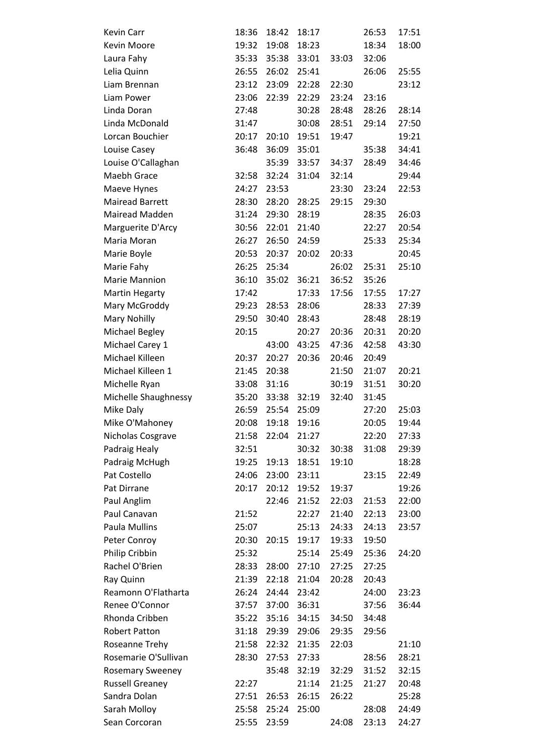| | | | | | | |
|---|---|---|---|---|---|---|
| Kevin Carr | 18:36 | 18:42 | 18:17 | | 26:53 | 17:51 |
| Kevin Moore | 19:32 | 19:08 | 18:23 | | 18:34 | 18:00 |
| Laura Fahy | 35:33 | 35:38 | 33:01 | 33:03 | 32:06 | |
| Lelia Quinn | 26:55 | 26:02 | 25:41 | | 26:06 | 25:55 |
| Liam Brennan | 23:12 | 23:09 | 22:28 | 22:30 | | 23:12 |
| Liam Power | 23:06 | 22:39 | 22:29 | 23:24 | 23:16 | |
| Linda Doran | 27:48 | | 30:28 | 28:48 | 28:26 | 28:14 |
| Linda McDonald | 31:47 | | 30:08 | 28:51 | 29:14 | 27:50 |
| Lorcan Bouchier | 20:17 | 20:10 | 19:51 | 19:47 | | 19:21 |
| Louise Casey | 36:48 | 36:09 | 35:01 | | 35:38 | 34:41 |
| Louise O'Callaghan | | 35:39 | 33:57 | 34:37 | 28:49 | 34:46 |
| Maebh Grace | 32:58 | 32:24 | 31:04 | 32:14 | | 29:44 |
| Maeve Hynes | 24:27 | 23:53 | | 23:30 | 23:24 | 22:53 |
| Mairead Barrett | 28:30 | 28:20 | 28:25 | 29:15 | 29:30 | |
| Mairead Madden | 31:24 | 29:30 | 28:19 | | 28:35 | 26:03 |
| Marguerite D'Arcy | 30:56 | 22:01 | 21:40 | | 22:27 | 20:54 |
| Maria Moran | 26:27 | 26:50 | 24:59 | | 25:33 | 25:34 |
| Marie Boyle | 20:53 | 20:37 | 20:02 | 20:33 | | 20:45 |
| Marie Fahy | 26:25 | 25:34 | | 26:02 | 25:31 | 25:10 |
| Marie Mannion | 36:10 | 35:02 | 36:21 | 36:52 | 35:26 | |
| Martin Hegarty | 17:42 | | 17:33 | 17:56 | 17:55 | 17:27 |
| Mary McGroddy | 29:23 | 28:53 | 28:06 | | 28:33 | 27:39 |
| Mary Nohilly | 29:50 | 30:40 | 28:43 | | 28:48 | 28:19 |
| Michael Begley | 20:15 | | 20:27 | 20:36 | 20:31 | 20:20 |
| Michael Carey 1 | | 43:00 | 43:25 | 47:36 | 42:58 | 43:30 |
| Michael Killeen | 20:37 | 20:27 | 20:36 | 20:46 | 20:49 | |
| Michael Killeen 1 | 21:45 | 20:38 | | 21:50 | 21:07 | 20:21 |
| Michelle Ryan | 33:08 | 31:16 | | 30:19 | 31:51 | 30:20 |
| Michelle Shaughnessy | 35:20 | 33:38 | 32:19 | 32:40 | 31:45 | |
| Mike Daly | 26:59 | 25:54 | 25:09 | | 27:20 | 25:03 |
| Mike O'Mahoney | 20:08 | 19:18 | 19:16 | | 20:05 | 19:44 |
| Nicholas Cosgrave | 21:58 | 22:04 | 21:27 | | 22:20 | 27:33 |
| Padraig Healy | 32:51 | | 30:32 | 30:38 | 31:08 | 29:39 |
| Padraig McHugh | 19:25 | 19:13 | 18:51 | 19:10 | | 18:28 |
| Pat Costello | 24:06 | 23:00 | 23:11 | | 23:15 | 22:49 |
| Pat Dirrane | 20:17 | 20:12 | 19:52 | 19:37 | | 19:26 |
| Paul Anglim | | 22:46 | 21:52 | 22:03 | 21:53 | 22:00 |
| Paul Canavan | 21:52 | | 22:27 | 21:40 | 22:13 | 23:00 |
| Paula Mullins | 25:07 | | 25:13 | 24:33 | 24:13 | 23:57 |
| Peter Conroy | 20:30 | 20:15 | 19:17 | 19:33 | 19:50 | |
| Philip Cribbin | 25:32 | | 25:14 | 25:49 | 25:36 | 24:20 |
| Rachel O'Brien | 28:33 | 28:00 | 27:10 | 27:25 | 27:25 | |
| Ray Quinn | 21:39 | 22:18 | 21:04 | 20:28 | 20:43 | |
| Reamonn O'Flatharta | 26:24 | 24:44 | 23:42 | | 24:00 | 23:23 |
| Renee O'Connor | 37:57 | 37:00 | 36:31 | | 37:56 | 36:44 |
| Rhonda Cribben | 35:22 | 35:16 | 34:15 | 34:50 | 34:48 | |
| Robert Patton | 31:18 | 29:39 | 29:06 | 29:35 | 29:56 | |
| Roseanne Trehy | 21:58 | 22:32 | 21:35 | 22:03 | | 21:10 |
| Rosemarie O'Sullivan | 28:30 | 27:53 | 27:33 | | 28:56 | 28:21 |
| Rosemary Sweeney | | 35:48 | 32:19 | 32:29 | 31:52 | 32:15 |
| Russell Greaney | 22:27 | | 21:14 | 21:25 | 21:27 | 20:48 |
| Sandra Dolan | 27:51 | 26:53 | 26:15 | 26:22 | | 25:28 |
| Sarah Molloy | 25:58 | 25:24 | 25:00 | | 28:08 | 24:49 |
| Sean Corcoran | 25:55 | 23:59 | | 24:08 | 23:13 | 24:27 |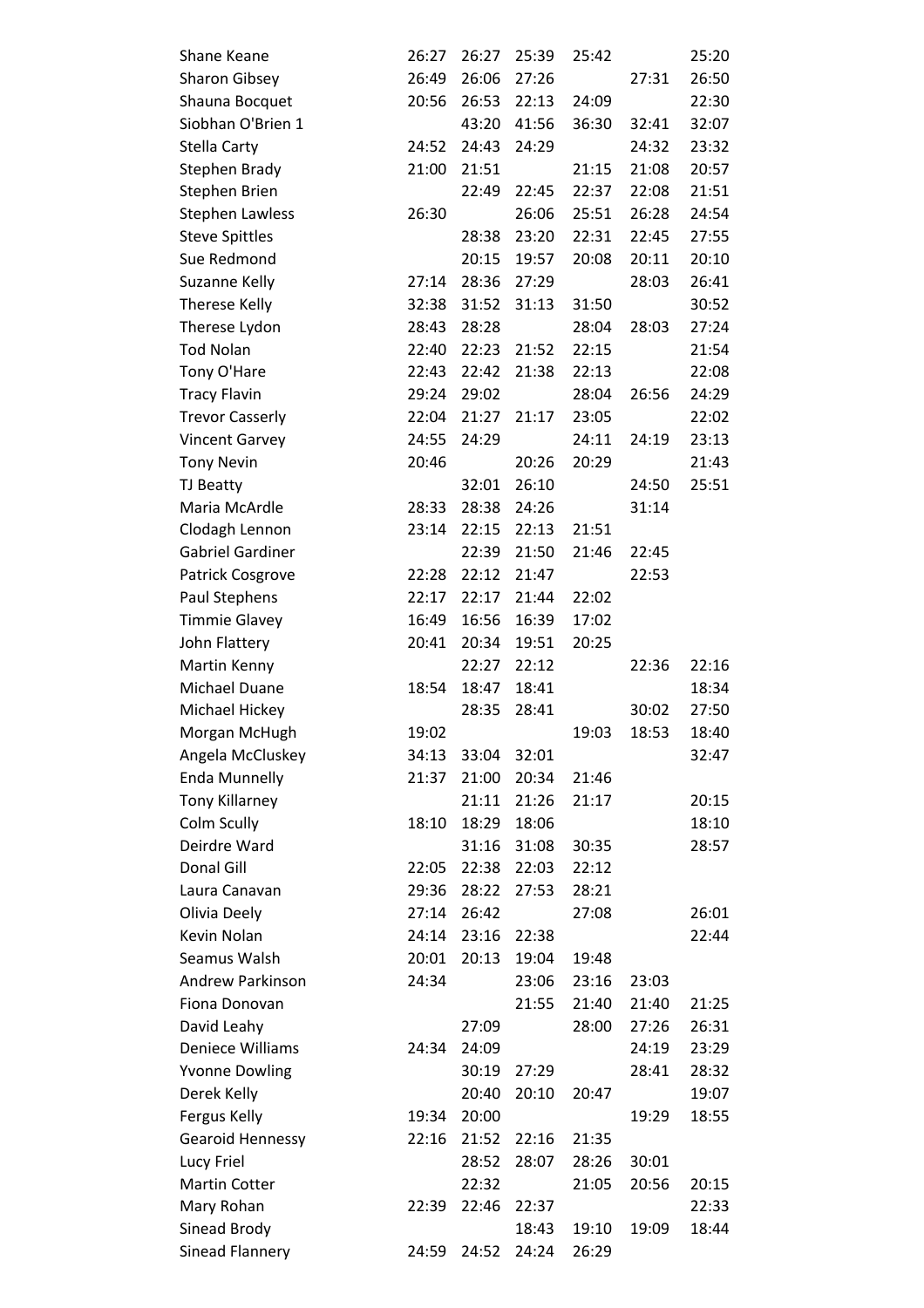| | | | | | | |
|---|---|---|---|---|---|---|
| Shane Keane | 26:27 | 26:27 | 25:39 | 25:42 | | 25:20 |
| Sharon Gibsey | 26:49 | 26:06 | 27:26 | | 27:31 | 26:50 |
| Shauna Bocquet | 20:56 | 26:53 | 22:13 | 24:09 | | 22:30 |
| Siobhan O'Brien 1 | | 43:20 | 41:56 | 36:30 | 32:41 | 32:07 |
| Stella Carty | 24:52 | 24:43 | 24:29 | | 24:32 | 23:32 |
| Stephen Brady | 21:00 | 21:51 | | 21:15 | 21:08 | 20:57 |
| Stephen Brien | | 22:49 | 22:45 | 22:37 | 22:08 | 21:51 |
| Stephen Lawless | 26:30 | | 26:06 | 25:51 | 26:28 | 24:54 |
| Steve Spittles | | 28:38 | 23:20 | 22:31 | 22:45 | 27:55 |
| Sue Redmond | | 20:15 | 19:57 | 20:08 | 20:11 | 20:10 |
| Suzanne Kelly | 27:14 | 28:36 | 27:29 | | 28:03 | 26:41 |
| Therese Kelly | 32:38 | 31:52 | 31:13 | 31:50 | | 30:52 |
| Therese Lydon | 28:43 | 28:28 | | 28:04 | 28:03 | 27:24 |
| Tod Nolan | 22:40 | 22:23 | 21:52 | 22:15 | | 21:54 |
| Tony O'Hare | 22:43 | 22:42 | 21:38 | 22:13 | | 22:08 |
| Tracy Flavin | 29:24 | 29:02 | | 28:04 | 26:56 | 24:29 |
| Trevor Casserly | 22:04 | 21:27 | 21:17 | 23:05 | | 22:02 |
| Vincent Garvey | 24:55 | 24:29 | | 24:11 | 24:19 | 23:13 |
| Tony Nevin | 20:46 | | 20:26 | 20:29 | | 21:43 |
| TJ Beatty | | 32:01 | 26:10 | | 24:50 | 25:51 |
| Maria McArdle | 28:33 | 28:38 | 24:26 | | 31:14 | |
| Clodagh Lennon | 23:14 | 22:15 | 22:13 | 21:51 | | |
| Gabriel Gardiner | | 22:39 | 21:50 | 21:46 | 22:45 | |
| Patrick Cosgrove | 22:28 | 22:12 | 21:47 | | 22:53 | |
| Paul Stephens | 22:17 | 22:17 | 21:44 | 22:02 | | |
| Timmie Glavey | 16:49 | 16:56 | 16:39 | 17:02 | | |
| John Flattery | 20:41 | 20:34 | 19:51 | 20:25 | | |
| Martin Kenny | | 22:27 | 22:12 | | 22:36 | 22:16 |
| Michael Duane | 18:54 | 18:47 | 18:41 | | | 18:34 |
| Michael Hickey | | 28:35 | 28:41 | | 30:02 | 27:50 |
| Morgan McHugh | 19:02 | | | 19:03 | 18:53 | 18:40 |
| Angela McCluskey | 34:13 | 33:04 | 32:01 | | | 32:47 |
| Enda Munnelly | 21:37 | 21:00 | 20:34 | 21:46 | | |
| Tony Killarney | | 21:11 | 21:26 | 21:17 | | 20:15 |
| Colm Scully | 18:10 | 18:29 | 18:06 | | | 18:10 |
| Deirdre Ward | | 31:16 | 31:08 | 30:35 | | 28:57 |
| Donal Gill | 22:05 | 22:38 | 22:03 | 22:12 | | |
| Laura Canavan | 29:36 | 28:22 | 27:53 | 28:21 | | |
| Olivia Deely | 27:14 | 26:42 | | 27:08 | | 26:01 |
| Kevin Nolan | 24:14 | 23:16 | 22:38 | | | 22:44 |
| Seamus Walsh | 20:01 | 20:13 | 19:04 | 19:48 | | |
| Andrew Parkinson | 24:34 | | 23:06 | 23:16 | 23:03 | |
| Fiona Donovan | | | 21:55 | 21:40 | 21:40 | 21:25 |
| David Leahy | | 27:09 | | 28:00 | 27:26 | 26:31 |
| Deniece Williams | 24:34 | 24:09 | | | 24:19 | 23:29 |
| Yvonne Dowling | | 30:19 | 27:29 | | 28:41 | 28:32 |
| Derek Kelly | | 20:40 | 20:10 | 20:47 | | 19:07 |
| Fergus Kelly | 19:34 | 20:00 | | | 19:29 | 18:55 |
| Gearoid Hennessy | 22:16 | 21:52 | 22:16 | 21:35 | | |
| Lucy Friel | | 28:52 | 28:07 | 28:26 | 30:01 | |
| Martin Cotter | | 22:32 | | 21:05 | 20:56 | 20:15 |
| Mary Rohan | 22:39 | 22:46 | 22:37 | | | 22:33 |
| Sinead Brody | | | 18:43 | 19:10 | 19:09 | 18:44 |
| Sinead Flannery | 24:59 | 24:52 | 24:24 | 26:29 | | |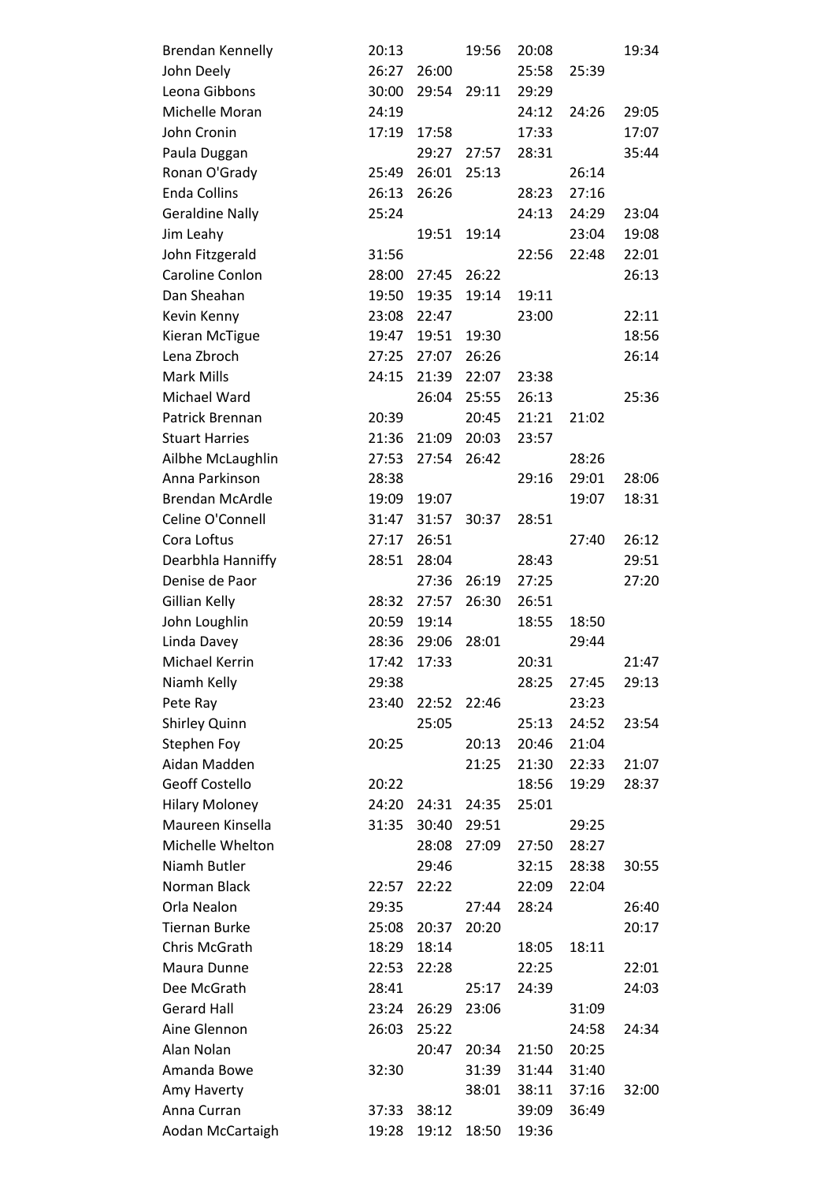| | | | | | | |
|---|---|---|---|---|---|---|
| Brendan Kennelly | 20:13 | | 19:56 | 20:08 | | 19:34 |
| John Deely | 26:27 | 26:00 | | 25:58 | 25:39 | |
| Leona Gibbons | 30:00 | 29:54 | 29:11 | 29:29 | | |
| Michelle Moran | 24:19 | | | 24:12 | 24:26 | 29:05 |
| John Cronin | 17:19 | 17:58 | | 17:33 | | 17:07 |
| Paula Duggan | | 29:27 | 27:57 | 28:31 | | 35:44 |
| Ronan O'Grady | 25:49 | 26:01 | 25:13 | | 26:14 | |
| Enda Collins | 26:13 | 26:26 | | 28:23 | 27:16 | |
| Geraldine Nally | 25:24 | | | 24:13 | 24:29 | 23:04 |
| Jim Leahy | | 19:51 | 19:14 | | 23:04 | 19:08 |
| John Fitzgerald | 31:56 | | | 22:56 | 22:48 | 22:01 |
| Caroline Conlon | 28:00 | 27:45 | 26:22 | | | 26:13 |
| Dan Sheahan | 19:50 | 19:35 | 19:14 | 19:11 | | |
| Kevin Kenny | 23:08 | 22:47 | | 23:00 | | 22:11 |
| Kieran McTigue | 19:47 | 19:51 | 19:30 | | | 18:56 |
| Lena Zbroch | 27:25 | 27:07 | 26:26 | | | 26:14 |
| Mark Mills | 24:15 | 21:39 | 22:07 | 23:38 | | |
| Michael Ward | | 26:04 | 25:55 | 26:13 | | 25:36 |
| Patrick Brennan | 20:39 | | 20:45 | 21:21 | 21:02 | |
| Stuart Harries | 21:36 | 21:09 | 20:03 | 23:57 | | |
| Ailbhe McLaughlin | 27:53 | 27:54 | 26:42 | | 28:26 | |
| Anna Parkinson | 28:38 | | | 29:16 | 29:01 | 28:06 |
| Brendan McArdle | 19:09 | 19:07 | | | 19:07 | 18:31 |
| Celine O'Connell | 31:47 | 31:57 | 30:37 | 28:51 | | |
| Cora Loftus | 27:17 | 26:51 | | | 27:40 | 26:12 |
| Dearbhla Hanniffy | 28:51 | 28:04 | | 28:43 | | 29:51 |
| Denise de Paor | | 27:36 | 26:19 | 27:25 | | 27:20 |
| Gillian Kelly | 28:32 | 27:57 | 26:30 | 26:51 | | |
| John Loughlin | 20:59 | 19:14 | | 18:55 | 18:50 | |
| Linda Davey | 28:36 | 29:06 | 28:01 | | 29:44 | |
| Michael Kerrin | 17:42 | 17:33 | | 20:31 | | 21:47 |
| Niamh Kelly | 29:38 | | | 28:25 | 27:45 | 29:13 |
| Pete Ray | 23:40 | 22:52 | 22:46 | | 23:23 | |
| Shirley Quinn | | 25:05 | | 25:13 | 24:52 | 23:54 |
| Stephen Foy | 20:25 | | 20:13 | 20:46 | 21:04 | |
| Aidan Madden | | | 21:25 | 21:30 | 22:33 | 21:07 |
| Geoff Costello | 20:22 | | | 18:56 | 19:29 | 28:37 |
| Hilary Moloney | 24:20 | 24:31 | 24:35 | 25:01 | | |
| Maureen Kinsella | 31:35 | 30:40 | 29:51 | | 29:25 | |
| Michelle Whelton | | 28:08 | 27:09 | 27:50 | 28:27 | |
| Niamh Butler | | 29:46 | | 32:15 | 28:38 | 30:55 |
| Norman Black | 22:57 | 22:22 | | 22:09 | 22:04 | |
| Orla Nealon | 29:35 | | 27:44 | 28:24 | | 26:40 |
| Tiernan Burke | 25:08 | 20:37 | 20:20 | | | 20:17 |
| Chris McGrath | 18:29 | 18:14 | | 18:05 | 18:11 | |
| Maura Dunne | 22:53 | 22:28 | | 22:25 | | 22:01 |
| Dee McGrath | 28:41 | | 25:17 | 24:39 | | 24:03 |
| Gerard Hall | 23:24 | 26:29 | 23:06 | | 31:09 | |
| Aine Glennon | 26:03 | 25:22 | | | 24:58 | 24:34 |
| Alan Nolan | | 20:47 | 20:34 | 21:50 | 20:25 | |
| Amanda Bowe | 32:30 | | 31:39 | 31:44 | 31:40 | |
| Amy Haverty | | | 38:01 | 38:11 | 37:16 | 32:00 |
| Anna Curran | 37:33 | 38:12 | | 39:09 | 36:49 | |
| Aodan McCartaigh | 19:28 | 19:12 | 18:50 | 19:36 | | |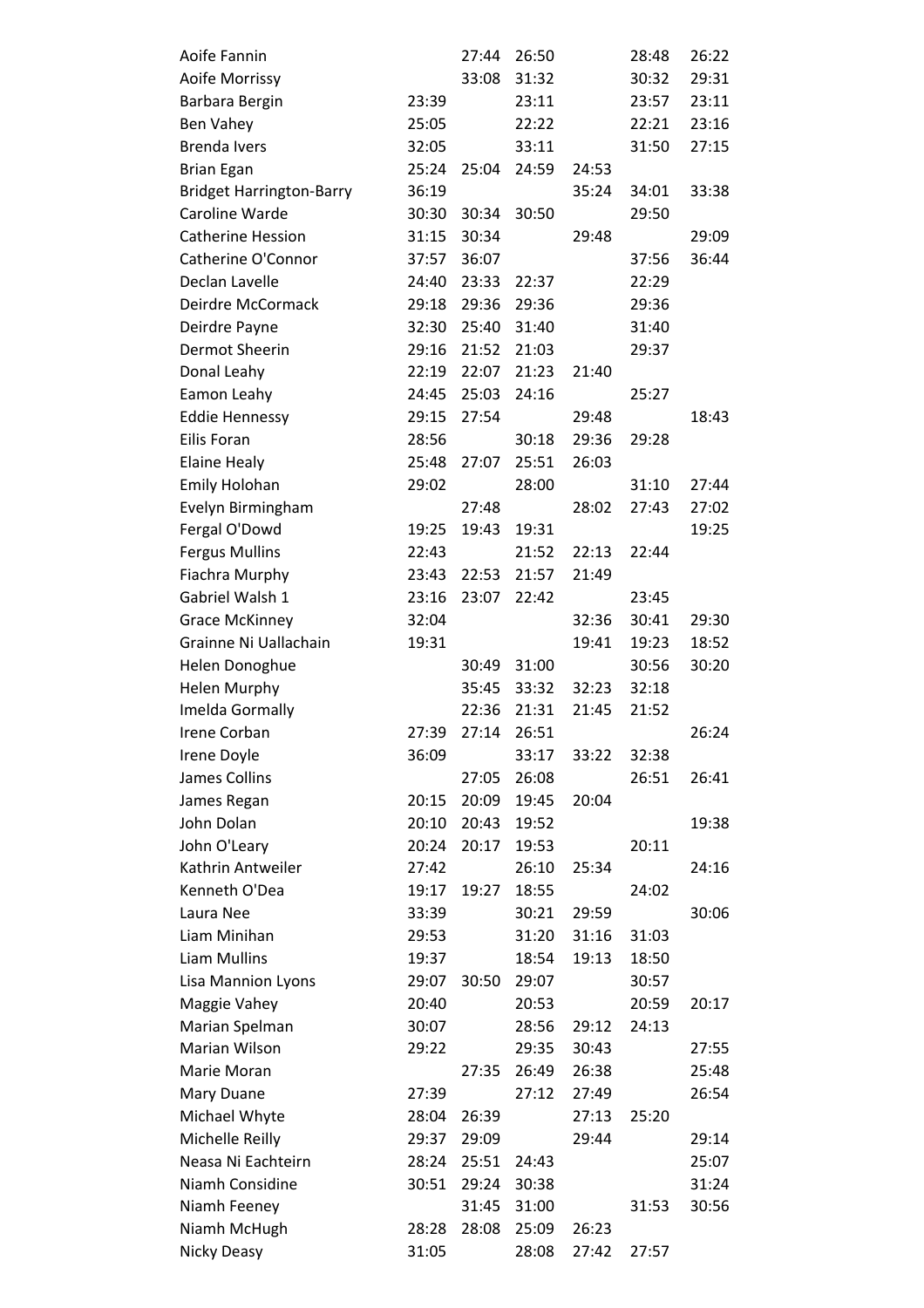| | | | | | | |
|---|---|---|---|---|---|---|
| Aoife Fannin | | 27:44 | 26:50 | | 28:48 | 26:22 |
| Aoife Morrissy | | 33:08 | 31:32 | | 30:32 | 29:31 |
| Barbara Bergin | 23:39 | | 23:11 | | 23:57 | 23:11 |
| Ben Vahey | 25:05 | | 22:22 | | 22:21 | 23:16 |
| Brenda Ivers | 32:05 | | 33:11 | | 31:50 | 27:15 |
| Brian Egan | 25:24 | 25:04 | 24:59 | 24:53 | | |
| Bridget Harrington-Barry | 36:19 | | | 35:24 | 34:01 | 33:38 |
| Caroline Warde | 30:30 | 30:34 | 30:50 | | 29:50 | |
| Catherine Hession | 31:15 | 30:34 | | 29:48 | | 29:09 |
| Catherine O'Connor | 37:57 | 36:07 | | | 37:56 | 36:44 |
| Declan Lavelle | 24:40 | 23:33 | 22:37 | | 22:29 | |
| Deirdre McCormack | 29:18 | 29:36 | 29:36 | | 29:36 | |
| Deirdre Payne | 32:30 | 25:40 | 31:40 | | 31:40 | |
| Dermot Sheerin | 29:16 | 21:52 | 21:03 | | 29:37 | |
| Donal Leahy | 22:19 | 22:07 | 21:23 | 21:40 | | |
| Eamon Leahy | 24:45 | 25:03 | 24:16 | | 25:27 | |
| Eddie Hennessy | 29:15 | 27:54 | | 29:48 | | 18:43 |
| Eilis Foran | 28:56 | | 30:18 | 29:36 | 29:28 | |
| Elaine Healy | 25:48 | 27:07 | 25:51 | 26:03 | | |
| Emily Holohan | 29:02 | | 28:00 | | 31:10 | 27:44 |
| Evelyn Birmingham | | 27:48 | | 28:02 | 27:43 | 27:02 |
| Fergal O'Dowd | 19:25 | 19:43 | 19:31 | | | 19:25 |
| Fergus Mullins | 22:43 | | 21:52 | 22:13 | 22:44 | |
| Fiachra Murphy | 23:43 | 22:53 | 21:57 | 21:49 | | |
| Gabriel Walsh 1 | 23:16 | 23:07 | 22:42 | | 23:45 | |
| Grace McKinney | 32:04 | | | 32:36 | 30:41 | 29:30 |
| Grainne Ni Uallachain | 19:31 | | | 19:41 | 19:23 | 18:52 |
| Helen Donoghue | | 30:49 | 31:00 | | 30:56 | 30:20 |
| Helen Murphy | | 35:45 | 33:32 | 32:23 | 32:18 | |
| Imelda Gormally | | 22:36 | 21:31 | 21:45 | 21:52 | |
| Irene Corban | 27:39 | 27:14 | 26:51 | | | 26:24 |
| Irene Doyle | 36:09 | | 33:17 | 33:22 | 32:38 | |
| James Collins | | 27:05 | 26:08 | | 26:51 | 26:41 |
| James Regan | 20:15 | 20:09 | 19:45 | 20:04 | | |
| John Dolan | 20:10 | 20:43 | 19:52 | | | 19:38 |
| John O'Leary | 20:24 | 20:17 | 19:53 | | 20:11 | |
| Kathrin Antweiler | 27:42 | | 26:10 | 25:34 | | 24:16 |
| Kenneth O'Dea | 19:17 | 19:27 | 18:55 | | 24:02 | |
| Laura Nee | 33:39 | | 30:21 | 29:59 | | 30:06 |
| Liam Minihan | 29:53 | | 31:20 | 31:16 | 31:03 | |
| Liam Mullins | 19:37 | | 18:54 | 19:13 | 18:50 | |
| Lisa Mannion Lyons | 29:07 | 30:50 | 29:07 | | 30:57 | |
| Maggie Vahey | 20:40 | | 20:53 | | 20:59 | 20:17 |
| Marian Spelman | 30:07 | | 28:56 | 29:12 | 24:13 | |
| Marian Wilson | 29:22 | | 29:35 | 30:43 | | 27:55 |
| Marie Moran | | 27:35 | 26:49 | 26:38 | | 25:48 |
| Mary Duane | 27:39 | | 27:12 | 27:49 | | 26:54 |
| Michael Whyte | 28:04 | 26:39 | | 27:13 | 25:20 | |
| Michelle Reilly | 29:37 | 29:09 | | 29:44 | | 29:14 |
| Neasa Ni Eachteirn | 28:24 | 25:51 | 24:43 | | | 25:07 |
| Niamh Considine | 30:51 | 29:24 | 30:38 | | | 31:24 |
| Niamh Feeney | | 31:45 | 31:00 | | 31:53 | 30:56 |
| Niamh McHugh | 28:28 | 28:08 | 25:09 | 26:23 | | |
| Nicky Deasy | 31:05 | | 28:08 | 27:42 | 27:57 | |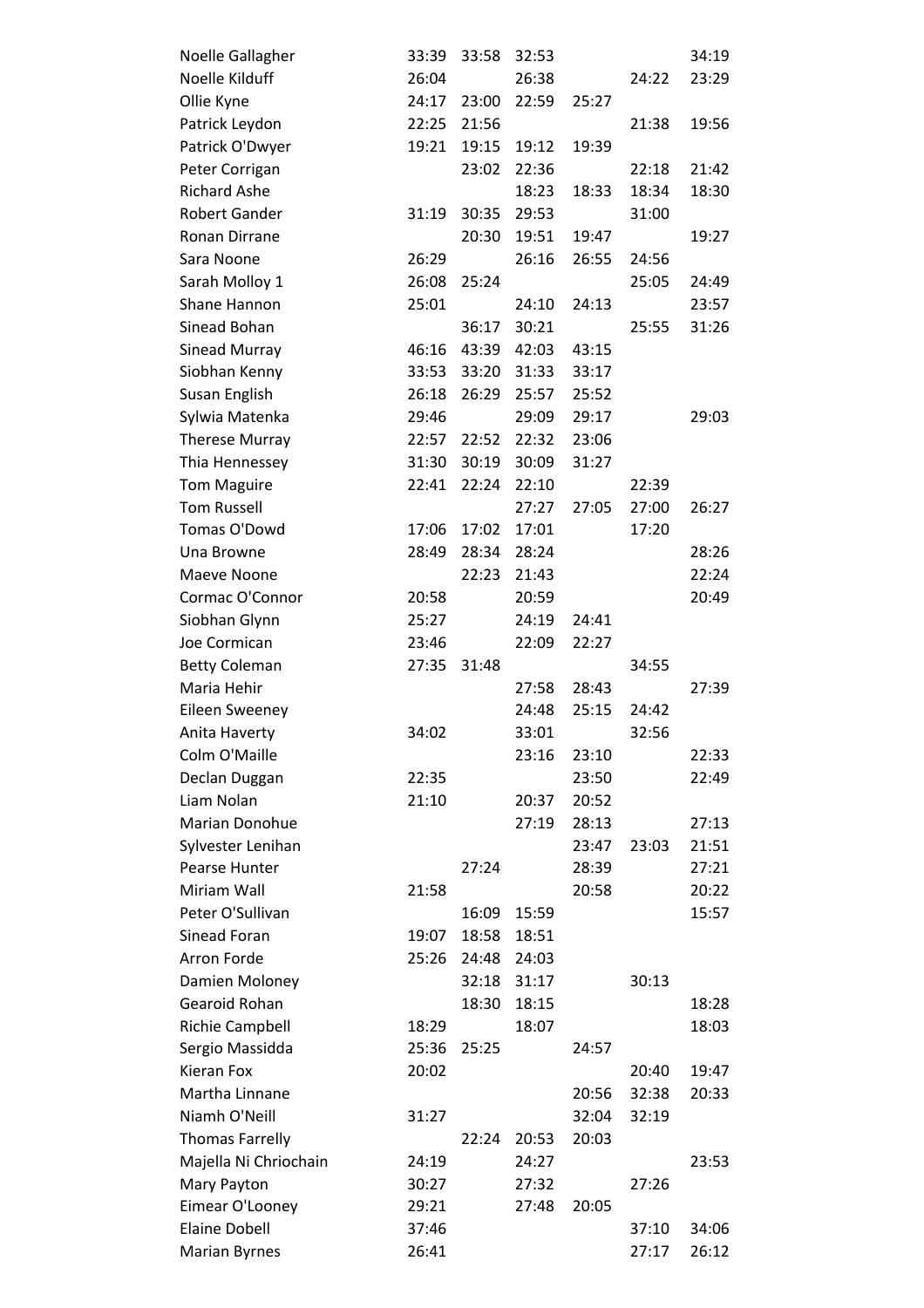| | | | | | | |
|---|---|---|---|---|---|---|
| Noelle Gallagher | 33:39 | 33:58 | 32:53 | | | 34:19 |
| Noelle Kilduff | 26:04 | | 26:38 | | 24:22 | 23:29 |
| Ollie Kyne | 24:17 | 23:00 | 22:59 | 25:27 | | |
| Patrick Leydon | 22:25 | 21:56 | | | 21:38 | 19:56 |
| Patrick O'Dwyer | 19:21 | 19:15 | 19:12 | 19:39 | | |
| Peter Corrigan | | 23:02 | 22:36 | | 22:18 | 21:42 |
| Richard Ashe | | | 18:23 | 18:33 | 18:34 | 18:30 |
| Robert Gander | 31:19 | 30:35 | 29:53 | | 31:00 | |
| Ronan Dirrane | | 20:30 | 19:51 | 19:47 | | 19:27 |
| Sara Noone | 26:29 | | 26:16 | 26:55 | 24:56 | |
| Sarah Molloy 1 | 26:08 | 25:24 | | | 25:05 | 24:49 |
| Shane Hannon | 25:01 | | 24:10 | 24:13 | | 23:57 |
| Sinead Bohan | | 36:17 | 30:21 | | 25:55 | 31:26 |
| Sinead Murray | 46:16 | 43:39 | 42:03 | 43:15 | | |
| Siobhan Kenny | 33:53 | 33:20 | 31:33 | 33:17 | | |
| Susan English | 26:18 | 26:29 | 25:57 | 25:52 | | |
| Sylwia Matenka | 29:46 | | 29:09 | 29:17 | | 29:03 |
| Therese Murray | 22:57 | 22:52 | 22:32 | 23:06 | | |
| Thia Hennessey | 31:30 | 30:19 | 30:09 | 31:27 | | |
| Tom Maguire | 22:41 | 22:24 | 22:10 | | 22:39 | |
| Tom Russell | | | 27:27 | 27:05 | 27:00 | 26:27 |
| Tomas O'Dowd | 17:06 | 17:02 | 17:01 | | 17:20 | |
| Una Browne | 28:49 | 28:34 | 28:24 | | | 28:26 |
| Maeve Noone | | 22:23 | 21:43 | | | 22:24 |
| Cormac O'Connor | 20:58 | | 20:59 | | | 20:49 |
| Siobhan Glynn | 25:27 | | 24:19 | 24:41 | | |
| Joe Cormican | 23:46 | | 22:09 | 22:27 | | |
| Betty Coleman | 27:35 | 31:48 | | | 34:55 | |
| Maria Hehir | | | 27:58 | 28:43 | | 27:39 |
| Eileen Sweeney | | | 24:48 | 25:15 | 24:42 | |
| Anita Haverty | 34:02 | | 33:01 | | 32:56 | |
| Colm O'Maille | | | 23:16 | 23:10 | | 22:33 |
| Declan Duggan | 22:35 | | | 23:50 | | 22:49 |
| Liam Nolan | 21:10 | | 20:37 | 20:52 | | |
| Marian Donohue | | | 27:19 | 28:13 | | 27:13 |
| Sylvester Lenihan | | | | 23:47 | 23:03 | 21:51 |
| Pearse Hunter | | 27:24 | | 28:39 | | 27:21 |
| Miriam Wall | 21:58 | | | 20:58 | | 20:22 |
| Peter O'Sullivan | | 16:09 | 15:59 | | | 15:57 |
| Sinead Foran | 19:07 | 18:58 | 18:51 | | | |
| Arron Forde | 25:26 | 24:48 | 24:03 | | | |
| Damien Moloney | | 32:18 | 31:17 | | 30:13 | |
| Gearoid Rohan | | 18:30 | 18:15 | | | 18:28 |
| Richie Campbell | 18:29 | | 18:07 | | | 18:03 |
| Sergio Massidda | 25:36 | 25:25 | | 24:57 | | |
| Kieran Fox | 20:02 | | | | 20:40 | 19:47 |
| Martha Linnane | | | | 20:56 | 32:38 | 20:33 |
| Niamh O'Neill | 31:27 | | | 32:04 | 32:19 | |
| Thomas Farrelly | | 22:24 | 20:53 | 20:03 | | |
| Majella Ni Chriochain | 24:19 | | 24:27 | | | 23:53 |
| Mary Payton | 30:27 | | 27:32 | | 27:26 | |
| Eimear O'Looney | 29:21 | | 27:48 | 20:05 | | |
| Elaine Dobell | 37:46 | | | | 37:10 | 34:06 |
| Marian Byrnes | 26:41 | | | | 27:17 | 26:12 |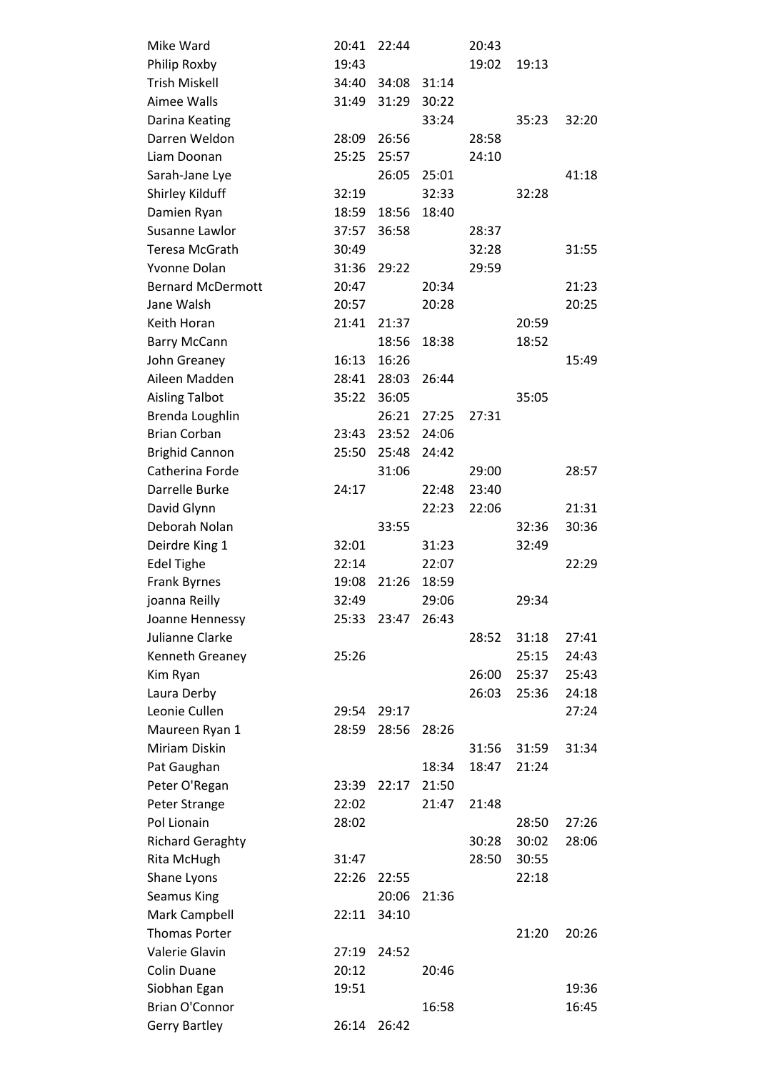| | | | | | | |
|---|---|---|---|---|---|---|
| Mike Ward | 20:41 | 22:44 | | 20:43 | | |
| Philip Roxby | 19:43 | | | 19:02 | 19:13 | |
| Trish Miskell | 34:40 | 34:08 | 31:14 | | | |
| Aimee Walls | 31:49 | 31:29 | 30:22 | | | |
| Darina Keating | | | 33:24 | | 35:23 | 32:20 |
| Darren Weldon | 28:09 | 26:56 | | 28:58 | | |
| Liam Doonan | 25:25 | 25:57 | | 24:10 | | |
| Sarah-Jane Lye | | 26:05 | 25:01 | | | 41:18 |
| Shirley Kilduff | 32:19 | | 32:33 | | 32:28 | |
| Damien Ryan | 18:59 | 18:56 | 18:40 | | | |
| Susanne Lawlor | 37:57 | 36:58 | | 28:37 | | |
| Teresa McGrath | 30:49 | | | 32:28 | | 31:55 |
| Yvonne Dolan | 31:36 | 29:22 | | 29:59 | | |
| Bernard McDermott | 20:47 | | 20:34 | | | 21:23 |
| Jane Walsh | 20:57 | | 20:28 | | | 20:25 |
| Keith Horan | 21:41 | 21:37 | | | 20:59 | |
| Barry McCann | | 18:56 | 18:38 | | 18:52 | |
| John Greaney | 16:13 | 16:26 | | | | 15:49 |
| Aileen Madden | 28:41 | 28:03 | 26:44 | | | |
| Aisling Talbot | 35:22 | 36:05 | | | 35:05 | |
| Brenda Loughlin | | 26:21 | 27:25 | 27:31 | | |
| Brian Corban | 23:43 | 23:52 | 24:06 | | | |
| Brighid Cannon | 25:50 | 25:48 | 24:42 | | | |
| Catherina Forde | | 31:06 | | 29:00 | | 28:57 |
| Darrelle Burke | 24:17 | | 22:48 | 23:40 | | |
| David Glynn | | | 22:23 | 22:06 | | 21:31 |
| Deborah Nolan | | 33:55 | | | 32:36 | 30:36 |
| Deirdre King 1 | 32:01 | | 31:23 | | 32:49 | |
| Edel Tighe | 22:14 | | 22:07 | | | 22:29 |
| Frank Byrnes | 19:08 | 21:26 | 18:59 | | | |
| joanna Reilly | 32:49 | | 29:06 | | 29:34 | |
| Joanne Hennessy | 25:33 | 23:47 | 26:43 | | | |
| Julianne Clarke | | | | 28:52 | 31:18 | 27:41 |
| Kenneth Greaney | 25:26 | | | | 25:15 | 24:43 |
| Kim Ryan | | | | 26:00 | 25:37 | 25:43 |
| Laura Derby | | | | 26:03 | 25:36 | 24:18 |
| Leonie Cullen | 29:54 | 29:17 | | | | 27:24 |
| Maureen Ryan 1 | 28:59 | 28:56 | 28:26 | | | |
| Miriam Diskin | | | | 31:56 | 31:59 | 31:34 |
| Pat Gaughan | | | 18:34 | 18:47 | 21:24 | |
| Peter O'Regan | 23:39 | 22:17 | 21:50 | | | |
| Peter Strange | 22:02 | | 21:47 | 21:48 | | |
| Pol Lionain | 28:02 | | | | 28:50 | 27:26 |
| Richard Geraghty | | | | 30:28 | 30:02 | 28:06 |
| Rita McHugh | 31:47 | | | 28:50 | 30:55 | |
| Shane Lyons | 22:26 | 22:55 | | | 22:18 | |
| Seamus King | | 20:06 | 21:36 | | | |
| Mark Campbell | 22:11 | 34:10 | | | | |
| Thomas Porter | | | | | 21:20 | 20:26 |
| Valerie Glavin | 27:19 | 24:52 | | | | |
| Colin Duane | 20:12 | | 20:46 | | | |
| Siobhan Egan | 19:51 | | | | | 19:36 |
| Brian O'Connor | | | 16:58 | | | 16:45 |
| Gerry Bartley | 26:14 | 26:42 | | | | |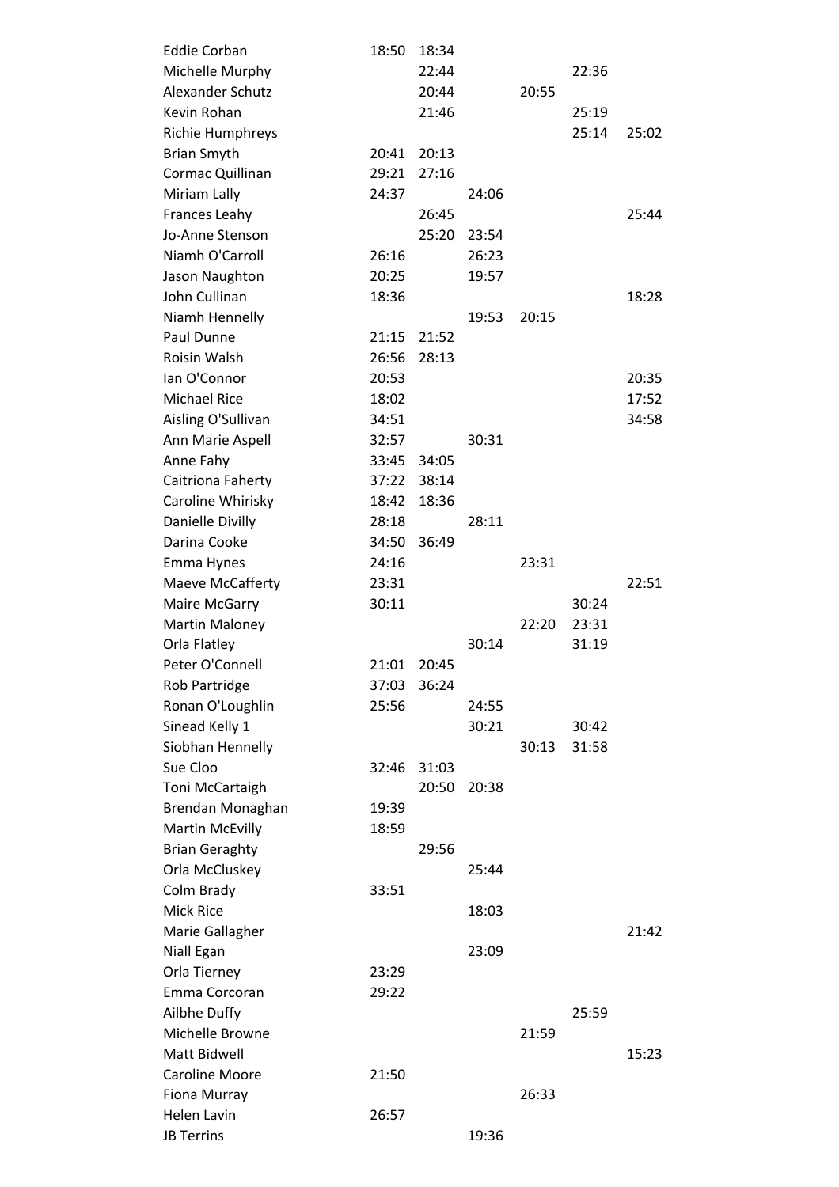| | | | | | | |
|---|---|---|---|---|---|---|
| Eddie Corban | 18:50 | 18:34 | | | | |
| Michelle Murphy | | 22:44 | | | 22:36 | |
| Alexander Schutz | | 20:44 | | 20:55 | | |
| Kevin Rohan | | 21:46 | | | 25:19 | |
| Richie Humphreys | | | | | 25:14 | 25:02 |
| Brian Smyth | 20:41 | 20:13 | | | | |
| Cormac Quillinan | 29:21 | 27:16 | | | | |
| Miriam Lally | 24:37 | | 24:06 | | | |
| Frances Leahy | | 26:45 | | | | 25:44 |
| Jo-Anne Stenson | | 25:20 | 23:54 | | | |
| Niamh O'Carroll | 26:16 | | 26:23 | | | |
| Jason Naughton | 20:25 | | 19:57 | | | |
| John Cullinan | 18:36 | | | | | 18:28 |
| Niamh Hennelly | | | 19:53 | 20:15 | | |
| Paul Dunne | 21:15 | 21:52 | | | | |
| Roisin Walsh | 26:56 | 28:13 | | | | |
| Ian O'Connor | 20:53 | | | | | 20:35 |
| Michael Rice | 18:02 | | | | | 17:52 |
| Aisling O'Sullivan | 34:51 | | | | | 34:58 |
| Ann Marie Aspell | 32:57 | | 30:31 | | | |
| Anne Fahy | 33:45 | 34:05 | | | | |
| Caitriona Faherty | 37:22 | 38:14 | | | | |
| Caroline Whirisky | 18:42 | 18:36 | | | | |
| Danielle Divilly | 28:18 | | 28:11 | | | |
| Darina Cooke | 34:50 | 36:49 | | | | |
| Emma Hynes | 24:16 | | | 23:31 | | |
| Maeve McCafferty | 23:31 | | | | | 22:51 |
| Maire McGarry | 30:11 | | | | 30:24 | |
| Martin Maloney | | | | 22:20 | 23:31 | |
| Orla Flatley | | | 30:14 | | 31:19 | |
| Peter O'Connell | 21:01 | 20:45 | | | | |
| Rob Partridge | 37:03 | 36:24 | | | | |
| Ronan O'Loughlin | 25:56 | | 24:55 | | | |
| Sinead Kelly 1 | | | 30:21 | | 30:42 | |
| Siobhan Hennelly | | | | 30:13 | 31:58 | |
| Sue Cloo | 32:46 | 31:03 | | | | |
| Toni McCartaigh | | 20:50 | 20:38 | | | |
| Brendan Monaghan | 19:39 | | | | | |
| Martin McEvilly | 18:59 | | | | | |
| Brian Geraghty | | 29:56 | | | | |
| Orla McCluskey | | | 25:44 | | | |
| Colm Brady | 33:51 | | | | | |
| Mick Rice | | | 18:03 | | | |
| Marie Gallagher | | | | | | 21:42 |
| Niall Egan | | | 23:09 | | | |
| Orla Tierney | 23:29 | | | | | |
| Emma Corcoran | 29:22 | | | | | |
| Ailbhe Duffy | | | | | 25:59 | |
| Michelle Browne | | | | 21:59 | | |
| Matt Bidwell | | | | | | 15:23 |
| Caroline Moore | 21:50 | | | | | |
| Fiona Murray | | | | 26:33 | | |
| Helen Lavin | 26:57 | | | | | |
| JB Terrins | | | 19:36 | | | |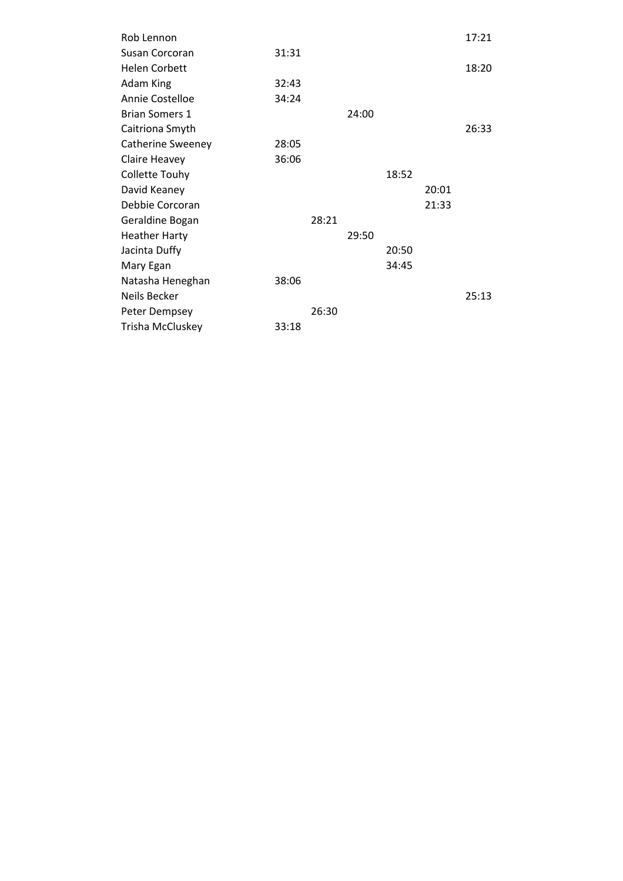| | | | | | | |
|---|---|---|---|---|---|---|
| Rob Lennon | | | | | | 17:21 |
| Susan Corcoran | 31:31 | | | | | |
| Helen Corbett | | | | | | 18:20 |
| Adam King | 32:43 | | | | | |
| Annie Costelloe | 34:24 | | | | | |
| Brian Somers 1 | | | 24:00 | | | |
| Caitriona Smyth | | | | | | 26:33 |
| Catherine Sweeney | 28:05 | | | | | |
| Claire Heavey | 36:06 | | | | | |
| Collette Touhy | | | | 18:52 | | |
| David Keaney | | | | | 20:01 | |
| Debbie Corcoran | | | | | 21:33 | |
| Geraldine Bogan | | 28:21 | | | | |
| Heather Harty | | | 29:50 | | | |
| Jacinta Duffy | | | | 20:50 | | |
| Mary Egan | | | | 34:45 | | |
| Natasha Heneghan | 38:06 | | | | | |
| Neils Becker | | | | | | 25:13 |
| Peter Dempsey | | 26:30 | | | | |
| Trisha McCluskey | 33:18 | | | | | |